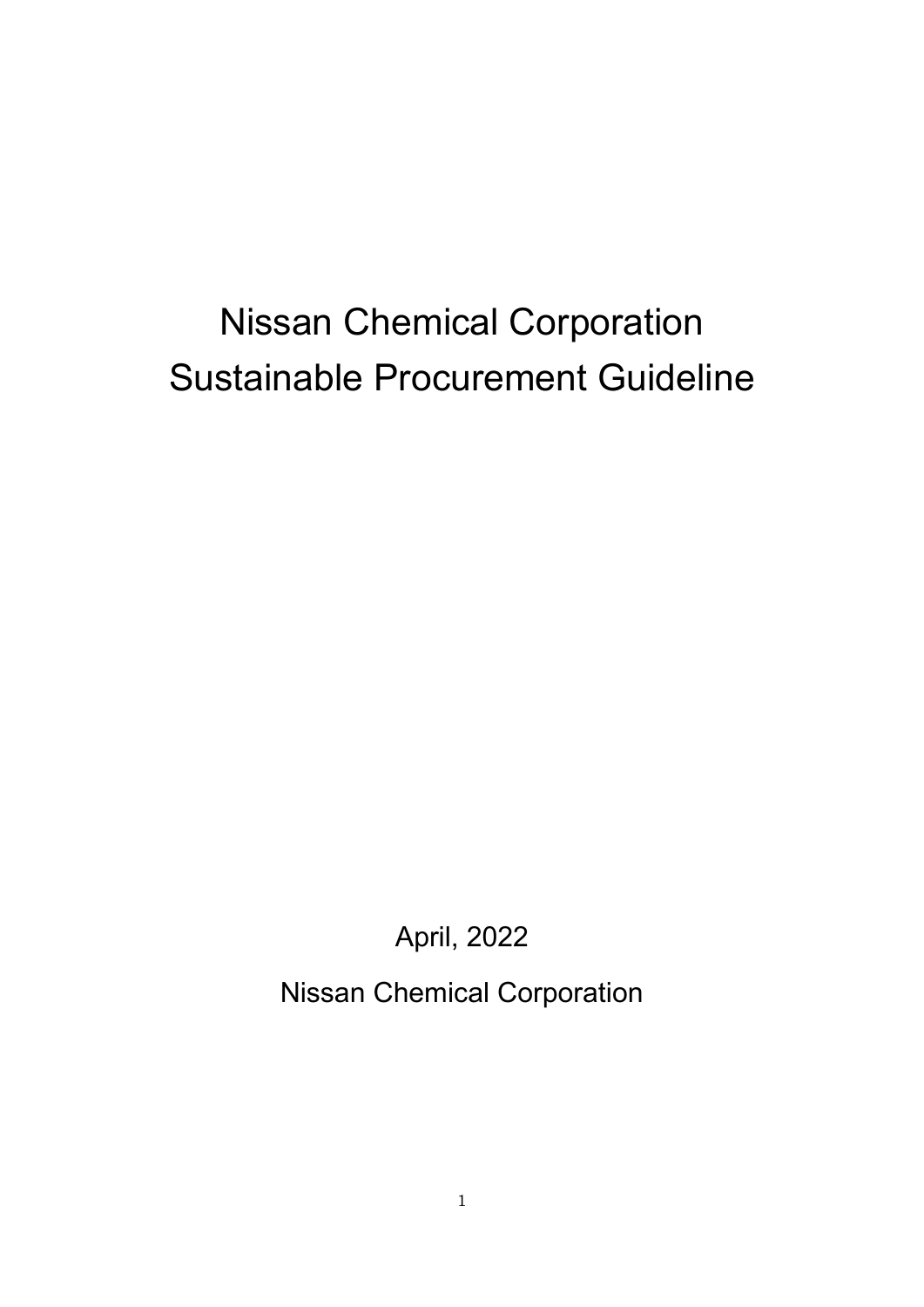# Nissan Chemical Corporation
# Sustainable Procurement Guideline

April, 2022

Nissan Chemical Corporation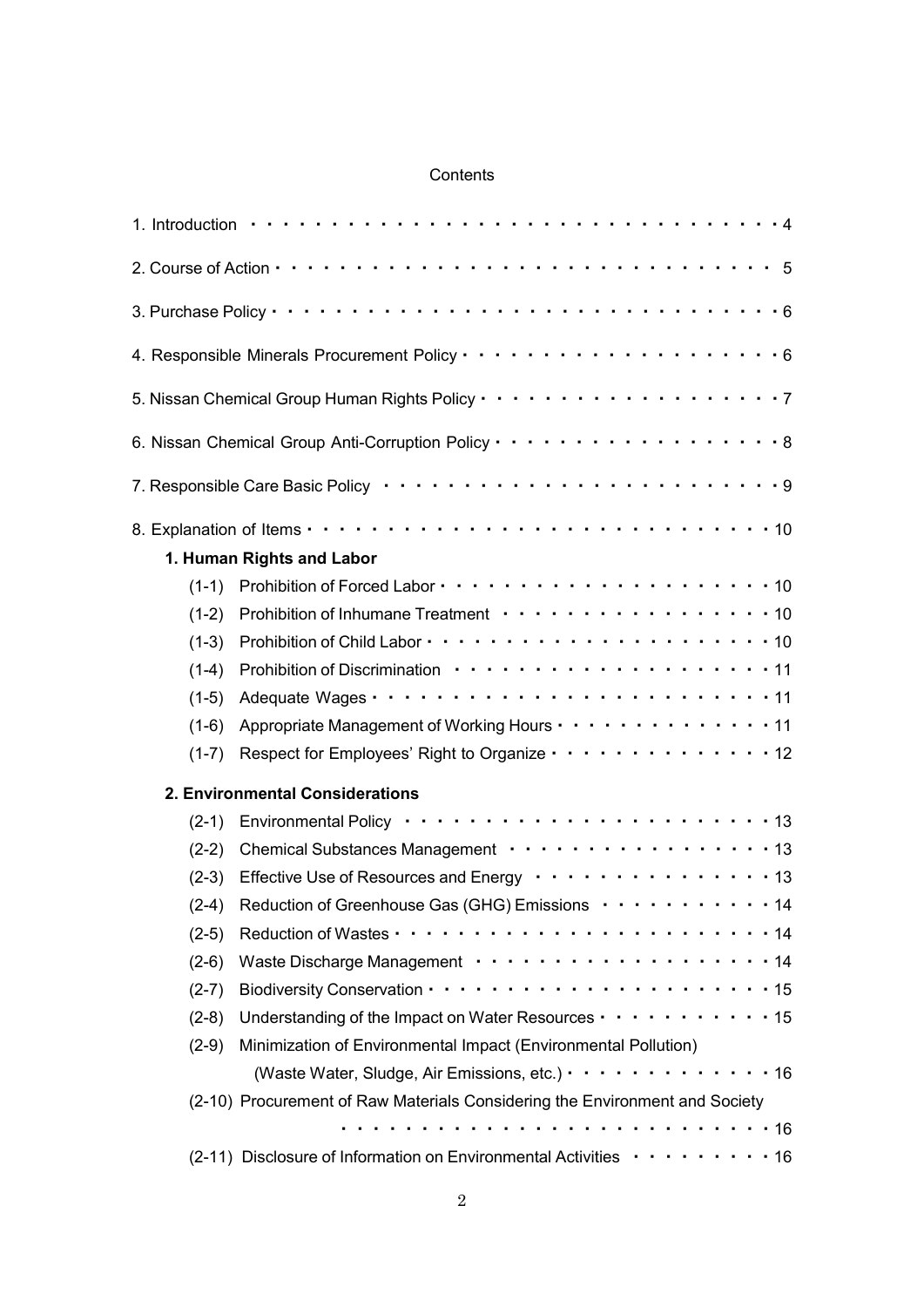# Contents

1. Introduction ・・・・・・・・・・・・・・・・・・・・・・・・・・・・・・・・・4

2. Course of Action・・・・・・・・・・・・・・・・・・・・・・・・・・・・・・・ 5

3. Purchase Policy・・・・・・・・・・・・・・・・・・・・・・・・・・・・・・・・6

4. Responsible Minerals Procurement Policy・・・・・・・・・・・・・・・・・・・・6

5. Nissan Chemical Group Human Rights Policy・・・・・・・・・・・・・・・・・・・7

6. Nissan Chemical Group Anti-Corruption Policy・・・・・・・・・・・・・・・・・・8

7. Responsible Care Basic Policy ・・・・・・・・・・・・・・・・・・・・・・・・・9

8. Explanation of Items・・・・・・・・・・・・・・・・・・・・・・・・・・・・・10

**1. Human Rights and Labor**

- (1-1) Prohibition of Forced Labor・・・・・・・・・・・・・・・・・・・・・・10
- (1-2) Prohibition of Inhumane Treatment ・・・・・・・・・・・・・・・・・・10
- (1-3) Prohibition of Child Labor・・・・・・・・・・・・・・・・・・・・・・・10
- (1-4) Prohibition of Discrimination ・・・・・・・・・・・・・・・・・・・・・11
- (1-5) Adequate Wages・・・・・・・・・・・・・・・・・・・・・・・・・・・11
- (1-6) Appropriate Management of Working Hours・・・・・・・・・・・・・・・11
- (1-7) Respect for Employees' Right to Organize・・・・・・・・・・・・・・・12

**2. Environmental Considerations**

- (2-1) Environmental Policy ・・・・・・・・・・・・・・・・・・・・・・・・13
- (2-2) Chemical Substances Management ・・・・・・・・・・・・・・・・・・13
- (2-3) Effective Use of Resources and Energy ・・・・・・・・・・・・・・・・13
- (2-4) Reduction of Greenhouse Gas (GHG) Emissions ・・・・・・・・・・・・14
- (2-5) Reduction of Wastes・・・・・・・・・・・・・・・・・・・・・・・・・14
- (2-6) Waste Discharge Management ・・・・・・・・・・・・・・・・・・・・14
- (2-7) Biodiversity Conservation・・・・・・・・・・・・・・・・・・・・・・・15
- (2-8) Understanding of the Impact on Water Resources・・・・・・・・・・・・15
- (2-9) Minimization of Environmental Impact (Environmental Pollution) (Waste Water, Sludge, Air Emissions, etc.)・・・・・・・・・・・・・・16
- (2-10) Procurement of Raw Materials Considering the Environment and Society ・・・・・・・・・・・・・・・・・・・・・・・・・・・16
- (2-11) Disclosure of Information on Environmental Activities ・・・・・・・・・16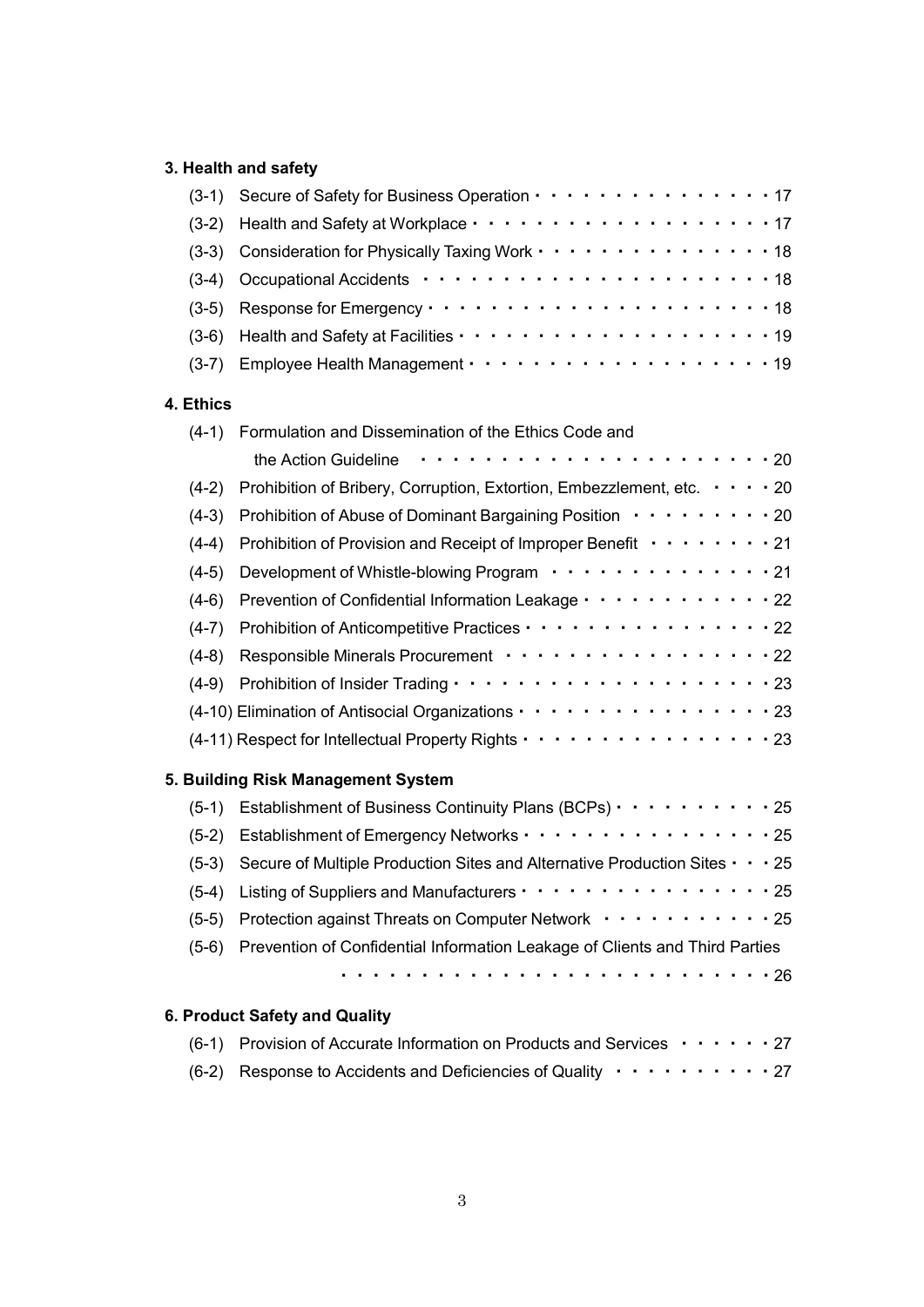### 3. Health and safety

(3-1) Secure of Safety for Business Operation ・・・・・・・・・・・・・・・・17
(3-2) Health and Safety at Workplace ・・・・・・・・・・・・・・・・・・・・17
(3-3) Consideration for Physically Taxing Work ・・・・・・・・・・・・・・・18
(3-4) Occupational Accidents ・・・・・・・・・・・・・・・・・・・・・・・18
(3-5) Response for Emergency ・・・・・・・・・・・・・・・・・・・・・・18
(3-6) Health and Safety at Facilities ・・・・・・・・・・・・・・・・・・・・19
(3-7) Employee Health Management ・・・・・・・・・・・・・・・・・・・・19

### 4. Ethics

(4-1) Formulation and Dissemination of the Ethics Code and the Action Guideline ・・・・・・・・・・・・・・・・・・・・・・・20
(4-2) Prohibition of Bribery, Corruption, Extortion, Embezzlement, etc. ・・・・20
(4-3) Prohibition of Abuse of Dominant Bargaining Position ・・・・・・・・・20
(4-4) Prohibition of Provision and Receipt of Improper Benefit ・・・・・・・・21
(4-5) Development of Whistle-blowing Program ・・・・・・・・・・・・・・・21
(4-6) Prevention of Confidential Information Leakage ・・・・・・・・・・・・22
(4-7) Prohibition of Anticompetitive Practices ・・・・・・・・・・・・・・・・22
(4-8) Responsible Minerals Procurement ・・・・・・・・・・・・・・・・・・22
(4-9) Prohibition of Insider Trading ・・・・・・・・・・・・・・・・・・・・・23
(4-10) Elimination of Antisocial Organizations ・・・・・・・・・・・・・・・・23
(4-11) Respect for Intellectual Property Rights ・・・・・・・・・・・・・・・・23

### 5. Building Risk Management System

(5-1) Establishment of Business Continuity Plans (BCPs) ・・・・・・・・・・25
(5-2) Establishment of Emergency Networks ・・・・・・・・・・・・・・・・25
(5-3) Secure of Multiple Production Sites and Alternative Production Sites ・・・25
(5-4) Listing of Suppliers and Manufacturers ・・・・・・・・・・・・・・・・25
(5-5) Protection against Threats on Computer Network ・・・・・・・・・・・25
(5-6) Prevention of Confidential Information Leakage of Clients and Third Parties ・・・・・・・・・・・・・・・・・・・・・・・・・・26

### 6. Product Safety and Quality

(6-1) Provision of Accurate Information on Products and Services ・・・・・・27
(6-2) Response to Accidents and Deficiencies of Quality ・・・・・・・・・・27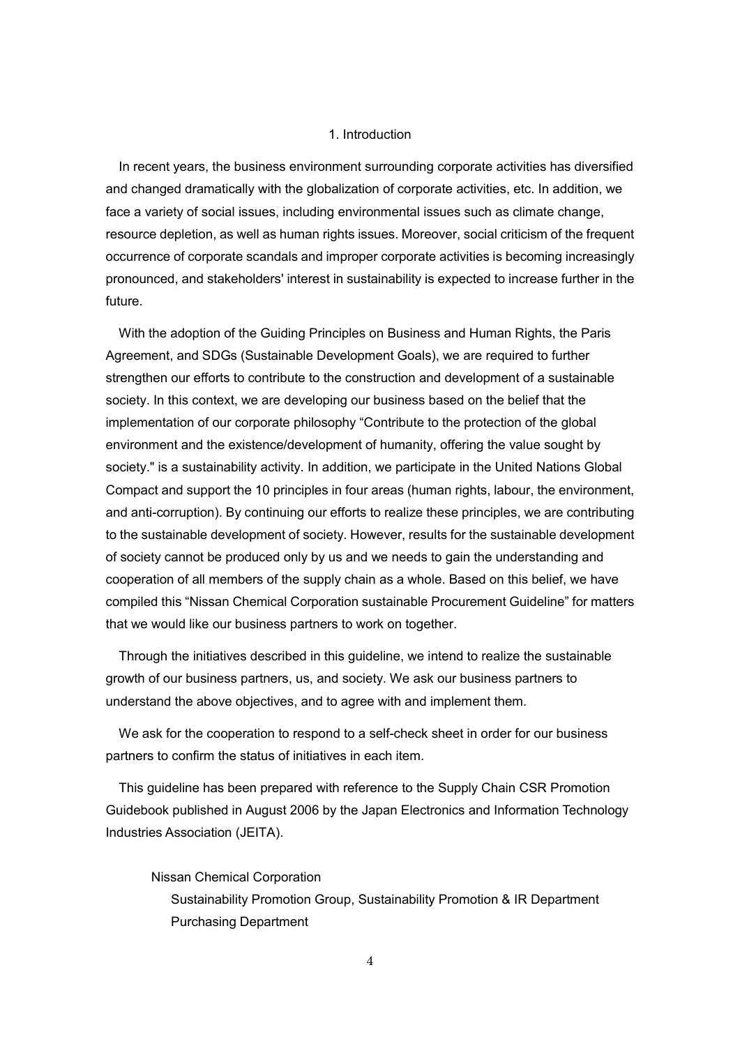# 1. Introduction

In recent years, the business environment surrounding corporate activities has diversified and changed dramatically with the globalization of corporate activities, etc. In addition, we face a variety of social issues, including environmental issues such as climate change, resource depletion, as well as human rights issues. Moreover, social criticism of the frequent occurrence of corporate scandals and improper corporate activities is becoming increasingly pronounced, and stakeholders' interest in sustainability is expected to increase further in the future.

With the adoption of the Guiding Principles on Business and Human Rights, the Paris Agreement, and SDGs (Sustainable Development Goals), we are required to further strengthen our efforts to contribute to the construction and development of a sustainable society. In this context, we are developing our business based on the belief that the implementation of our corporate philosophy "Contribute to the protection of the global environment and the existence/development of humanity, offering the value sought by society." is a sustainability activity. In addition, we participate in the United Nations Global Compact and support the 10 principles in four areas (human rights, labour, the environment, and anti-corruption). By continuing our efforts to realize these principles, we are contributing to the sustainable development of society. However, results for the sustainable development of society cannot be produced only by us and we needs to gain the understanding and cooperation of all members of the supply chain as a whole. Based on this belief, we have compiled this "Nissan Chemical Corporation sustainable Procurement Guideline" for matters that we would like our business partners to work on together.

Through the initiatives described in this guideline, we intend to realize the sustainable growth of our business partners, us, and society. We ask our business partners to understand the above objectives, and to agree with and implement them.

We ask for the cooperation to respond to a self-check sheet in order for our business partners to confirm the status of initiatives in each item.

This guideline has been prepared with reference to the Supply Chain CSR Promotion Guidebook published in August 2006 by the Japan Electronics and Information Technology Industries Association (JEITA).

Nissan Chemical Corporation
Sustainability Promotion Group, Sustainability Promotion & IR Department
Purchasing Department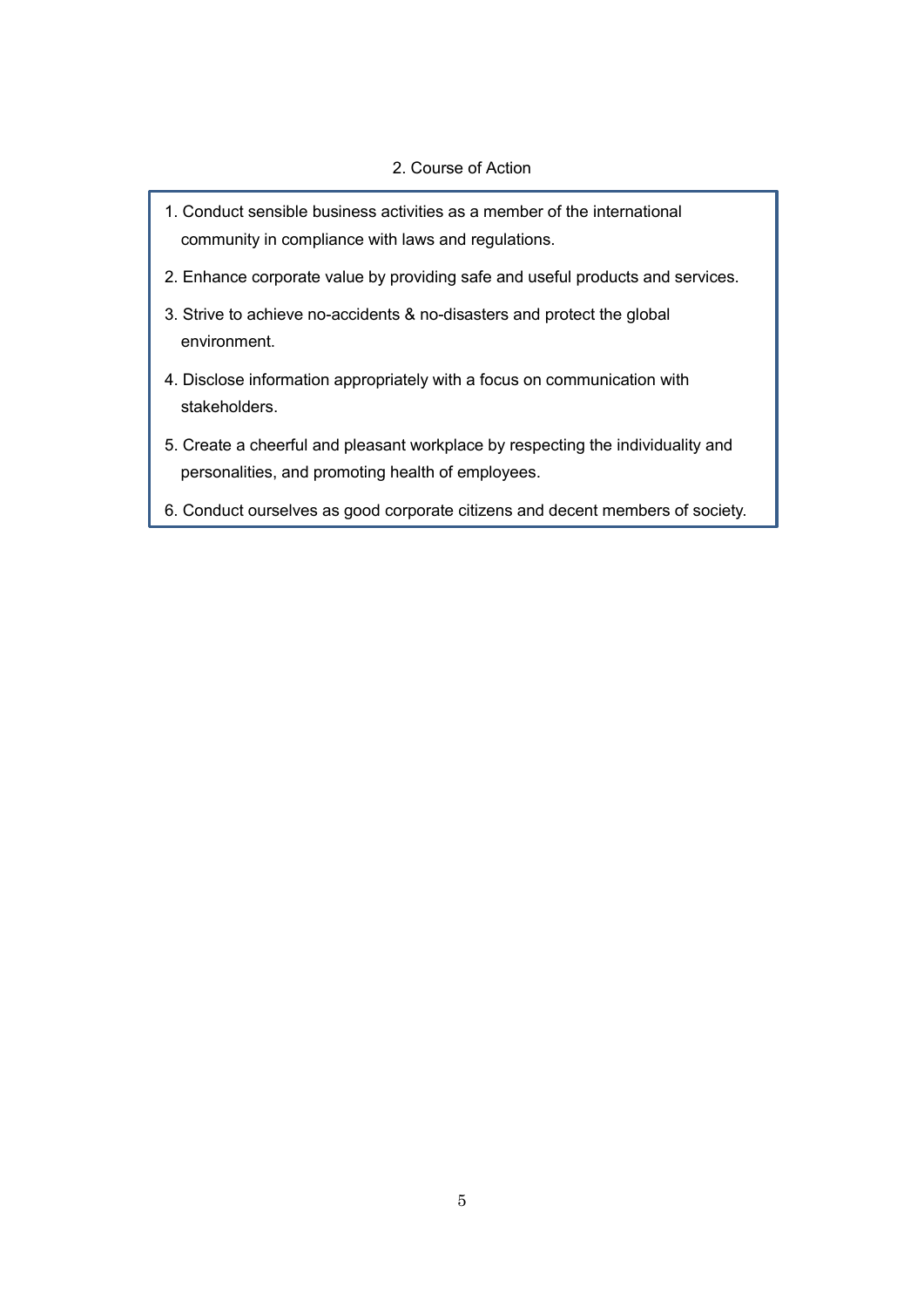## 2. Course of Action

1. Conduct sensible business activities as a member of the international community in compliance with laws and regulations.
2. Enhance corporate value by providing safe and useful products and services.
3. Strive to achieve no-accidents & no-disasters and protect the global environment.
4. Disclose information appropriately with a focus on communication with stakeholders.
5. Create a cheerful and pleasant workplace by respecting the individuality and personalities, and promoting health of employees.
6. Conduct ourselves as good corporate citizens and decent members of society.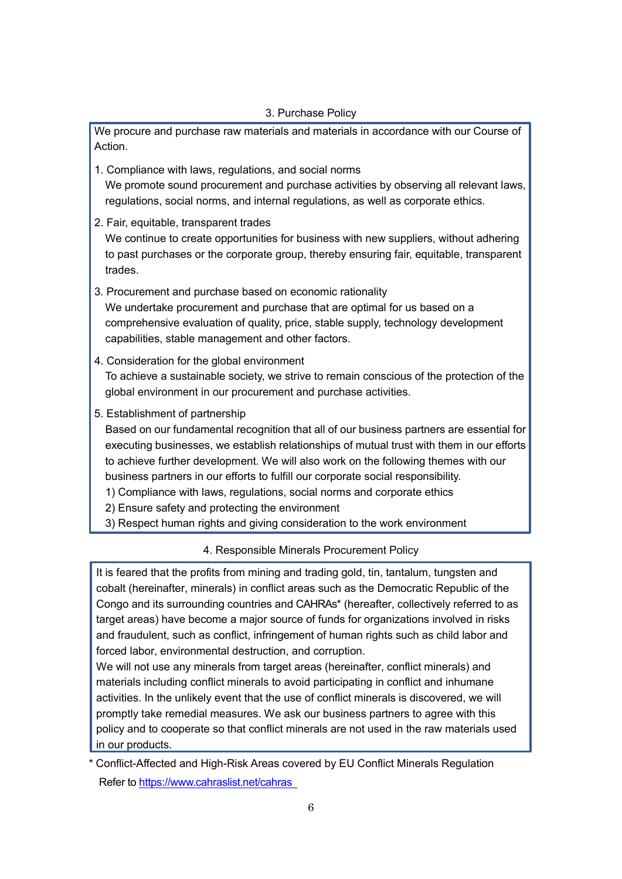## 3. Purchase Policy

We procure and purchase raw materials and materials in accordance with our Course of Action.

1. Compliance with laws, regulations, and social norms
   We promote sound procurement and purchase activities by observing all relevant laws, regulations, social norms, and internal regulations, as well as corporate ethics.

2. Fair, equitable, transparent trades
   We continue to create opportunities for business with new suppliers, without adhering to past purchases or the corporate group, thereby ensuring fair, equitable, transparent trades.

3. Procurement and purchase based on economic rationality
   We undertake procurement and purchase that are optimal for us based on a comprehensive evaluation of quality, price, stable supply, technology development capabilities, stable management and other factors.

4. Consideration for the global environment
   To achieve a sustainable society, we strive to remain conscious of the protection of the global environment in our procurement and purchase activities.

5. Establishment of partnership
   Based on our fundamental recognition that all of our business partners are essential for executing businesses, we establish relationships of mutual trust with them in our efforts to achieve further development. We will also work on the following themes with our business partners in our efforts to fulfill our corporate social responsibility.
   1) Compliance with laws, regulations, social norms and corporate ethics
   2) Ensure safety and protecting the environment
   3) Respect human rights and giving consideration to the work environment

## 4. Responsible Minerals Procurement Policy

It is feared that the profits from mining and trading gold, tin, tantalum, tungsten and cobalt (hereinafter, minerals) in conflict areas such as the Democratic Republic of the Congo and its surrounding countries and CAHRAs* (hereafter, collectively referred to as target areas) have become a major source of funds for organizations involved in risks and fraudulent, such as conflict, infringement of human rights such as child labor and forced labor, environmental destruction, and corruption.
We will not use any minerals from target areas (hereinafter, conflict minerals) and materials including conflict minerals to avoid participating in conflict and inhumane activities. In the unlikely event that the use of conflict minerals is discovered, we will promptly take remedial measures. We ask our business partners to agree with this policy and to cooperate so that conflict minerals are not used in the raw materials used in our products.

* Conflict-Affected and High-Risk Areas covered by EU Conflict Minerals Regulation
  Refer to https://www.cahraslist.net/cahras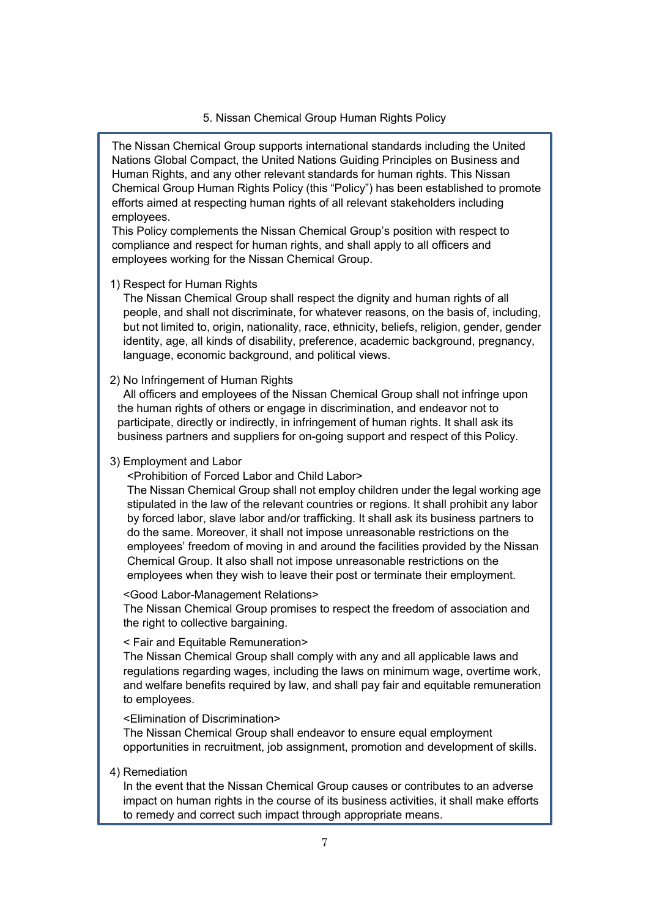## 5. Nissan Chemical Group Human Rights Policy

The Nissan Chemical Group supports international standards including the United Nations Global Compact, the United Nations Guiding Principles on Business and Human Rights, and any other relevant standards for human rights. This Nissan Chemical Group Human Rights Policy (this "Policy") has been established to promote efforts aimed at respecting human rights of all relevant stakeholders including employees.

This Policy complements the Nissan Chemical Group's position with respect to compliance and respect for human rights, and shall apply to all officers and employees working for the Nissan Chemical Group.

1) Respect for Human Rights

The Nissan Chemical Group shall respect the dignity and human rights of all people, and shall not discriminate, for whatever reasons, on the basis of, including, but not limited to, origin, nationality, race, ethnicity, beliefs, religion, gender, gender identity, age, all kinds of disability, preference, academic background, pregnancy, language, economic background, and political views.

2) No Infringement of Human Rights

All officers and employees of the Nissan Chemical Group shall not infringe upon the human rights of others or engage in discrimination, and endeavor not to participate, directly or indirectly, in infringement of human rights. It shall ask its business partners and suppliers for on-going support and respect of this Policy.

3) Employment and Labor

<Prohibition of Forced Labor and Child Labor>

The Nissan Chemical Group shall not employ children under the legal working age stipulated in the law of the relevant countries or regions. It shall prohibit any labor by forced labor, slave labor and/or trafficking. It shall ask its business partners to do the same. Moreover, it shall not impose unreasonable restrictions on the employees' freedom of moving in and around the facilities provided by the Nissan Chemical Group. It also shall not impose unreasonable restrictions on the employees when they wish to leave their post or terminate their employment.

<Good Labor-Management Relations>

The Nissan Chemical Group promises to respect the freedom of association and the right to collective bargaining.

< Fair and Equitable Remuneration>

The Nissan Chemical Group shall comply with any and all applicable laws and regulations regarding wages, including the laws on minimum wage, overtime work, and welfare benefits required by law, and shall pay fair and equitable remuneration to employees.

<Elimination of Discrimination>

The Nissan Chemical Group shall endeavor to ensure equal employment opportunities in recruitment, job assignment, promotion and development of skills.

4) Remediation

In the event that the Nissan Chemical Group causes or contributes to an adverse impact on human rights in the course of its business activities, it shall make efforts to remedy and correct such impact through appropriate means.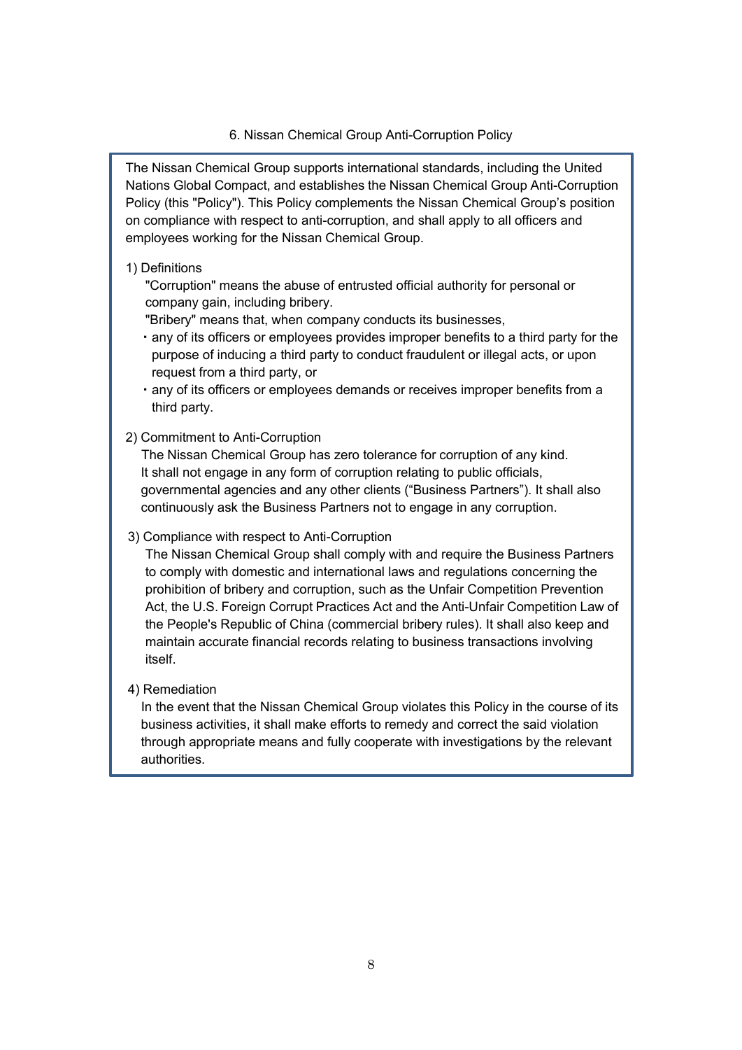## 6. Nissan Chemical Group Anti-Corruption Policy

The Nissan Chemical Group supports international standards, including the United Nations Global Compact, and establishes the Nissan Chemical Group Anti-Corruption Policy (this "Policy"). This Policy complements the Nissan Chemical Group's position on compliance with respect to anti-corruption, and shall apply to all officers and employees working for the Nissan Chemical Group.

1) Definitions

"Corruption" means the abuse of entrusted official authority for personal or company gain, including bribery.

"Bribery" means that, when company conducts its businesses,

- any of its officers or employees provides improper benefits to a third party for the purpose of inducing a third party to conduct fraudulent or illegal acts, or upon request from a third party, or
- any of its officers or employees demands or receives improper benefits from a third party.

2) Commitment to Anti-Corruption

The Nissan Chemical Group has zero tolerance for corruption of any kind. It shall not engage in any form of corruption relating to public officials, governmental agencies and any other clients ("Business Partners"). It shall also continuously ask the Business Partners not to engage in any corruption.

3) Compliance with respect to Anti-Corruption

The Nissan Chemical Group shall comply with and require the Business Partners to comply with domestic and international laws and regulations concerning the prohibition of bribery and corruption, such as the Unfair Competition Prevention Act, the U.S. Foreign Corrupt Practices Act and the Anti-Unfair Competition Law of the People's Republic of China (commercial bribery rules). It shall also keep and maintain accurate financial records relating to business transactions involving itself.

4) Remediation

In the event that the Nissan Chemical Group violates this Policy in the course of its business activities, it shall make efforts to remedy and correct the said violation through appropriate means and fully cooperate with investigations by the relevant authorities.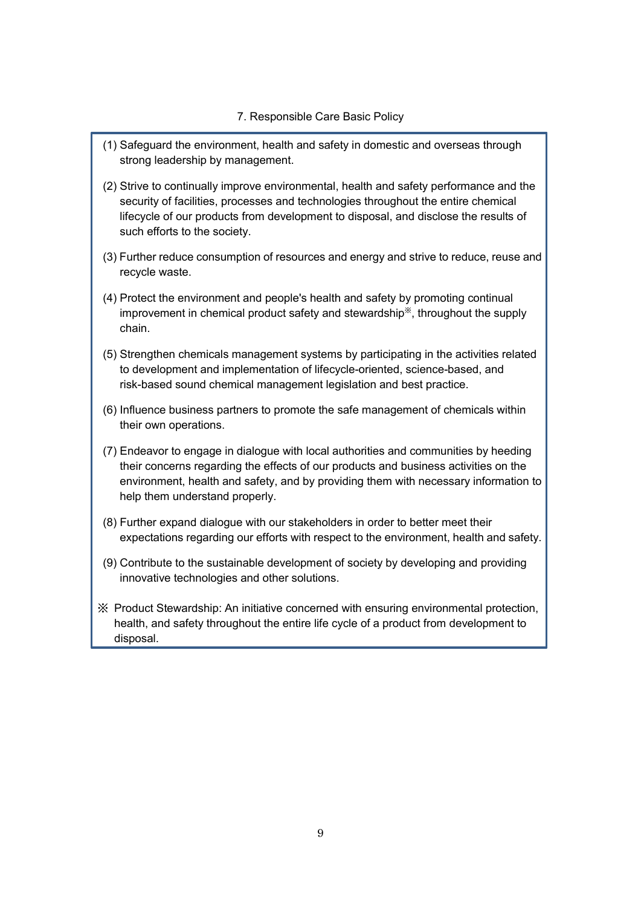## 7. Responsible Care Basic Policy

(1) Safeguard the environment, health and safety in domestic and overseas through strong leadership by management.

(2) Strive to continually improve environmental, health and safety performance and the security of facilities, processes and technologies throughout the entire chemical lifecycle of our products from development to disposal, and disclose the results of such efforts to the society.

(3) Further reduce consumption of resources and energy and strive to reduce, reuse and recycle waste.

(4) Protect the environment and people's health and safety by promoting continual improvement in chemical product safety and stewardship※, throughout the supply chain.

(5) Strengthen chemicals management systems by participating in the activities related to development and implementation of lifecycle-oriented, science-based, and risk-based sound chemical management legislation and best practice.

(6) Influence business partners to promote the safe management of chemicals within their own operations.

(7) Endeavor to engage in dialogue with local authorities and communities by heeding their concerns regarding the effects of our products and business activities on the environment, health and safety, and by providing them with necessary information to help them understand properly.

(8) Further expand dialogue with our stakeholders in order to better meet their expectations regarding our efforts with respect to the environment, health and safety.

(9) Contribute to the sustainable development of society by developing and providing innovative technologies and other solutions.

※ Product Stewardship: An initiative concerned with ensuring environmental protection, health, and safety throughout the entire life cycle of a product from development to disposal.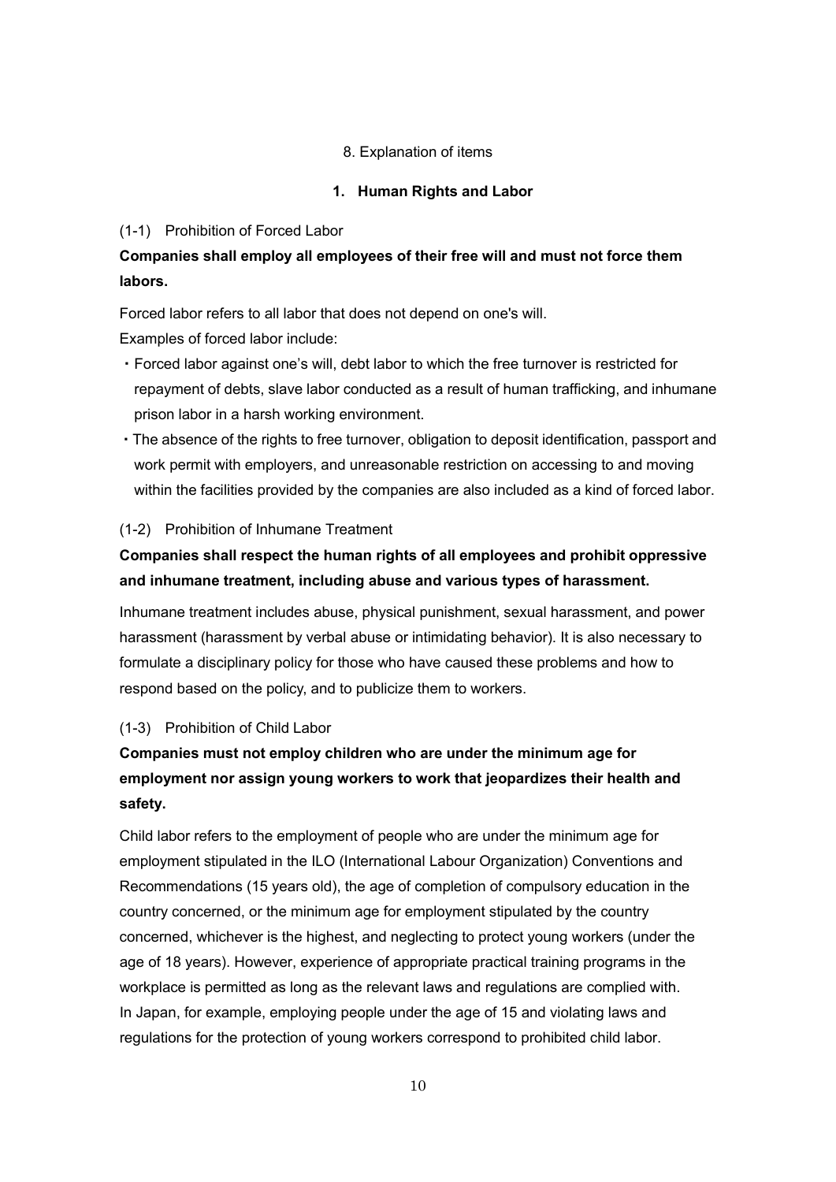## 8. Explanation of items

### 1. Human Rights and Labor

(1-1) Prohibition of Forced Labor

**Companies shall employ all employees of their free will and must not force them labors.**

Forced labor refers to all labor that does not depend on one's will.

Examples of forced labor include:

- Forced labor against one's will, debt labor to which the free turnover is restricted for repayment of debts, slave labor conducted as a result of human trafficking, and inhumane prison labor in a harsh working environment.
- The absence of the rights to free turnover, obligation to deposit identification, passport and work permit with employers, and unreasonable restriction on accessing to and moving within the facilities provided by the companies are also included as a kind of forced labor.

(1-2) Prohibition of Inhumane Treatment

**Companies shall respect the human rights of all employees and prohibit oppressive and inhumane treatment, including abuse and various types of harassment.**

Inhumane treatment includes abuse, physical punishment, sexual harassment, and power harassment (harassment by verbal abuse or intimidating behavior). It is also necessary to formulate a disciplinary policy for those who have caused these problems and how to respond based on the policy, and to publicize them to workers.

(1-3) Prohibition of Child Labor

**Companies must not employ children who are under the minimum age for employment nor assign young workers to work that jeopardizes their health and safety.**

Child labor refers to the employment of people who are under the minimum age for employment stipulated in the ILO (International Labour Organization) Conventions and Recommendations (15 years old), the age of completion of compulsory education in the country concerned, or the minimum age for employment stipulated by the country concerned, whichever is the highest, and neglecting to protect young workers (under the age of 18 years). However, experience of appropriate practical training programs in the workplace is permitted as long as the relevant laws and regulations are complied with. In Japan, for example, employing people under the age of 15 and violating laws and regulations for the protection of young workers correspond to prohibited child labor.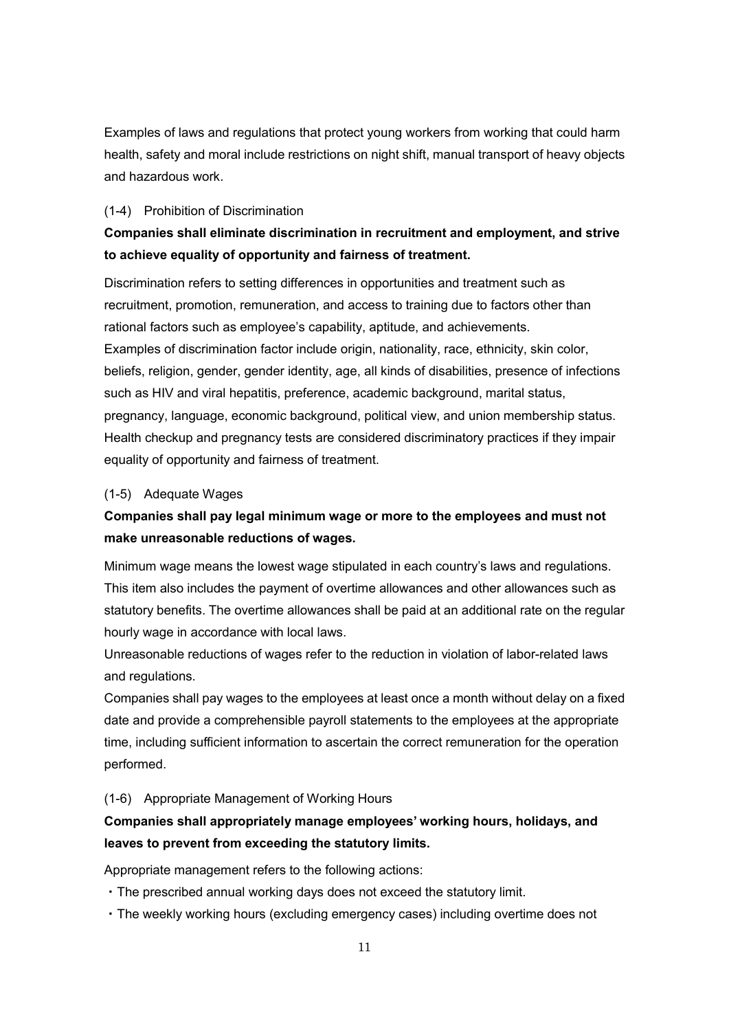Examples of laws and regulations that protect young workers from working that could harm health, safety and moral include restrictions on night shift, manual transport of heavy objects and hazardous work.

### (1-4) Prohibition of Discrimination

**Companies shall eliminate discrimination in recruitment and employment, and strive to achieve equality of opportunity and fairness of treatment.**

Discrimination refers to setting differences in opportunities and treatment such as recruitment, promotion, remuneration, and access to training due to factors other than rational factors such as employee's capability, aptitude, and achievements.
Examples of discrimination factor include origin, nationality, race, ethnicity, skin color, beliefs, religion, gender, gender identity, age, all kinds of disabilities, presence of infections such as HIV and viral hepatitis, preference, academic background, marital status, pregnancy, language, economic background, political view, and union membership status.
Health checkup and pregnancy tests are considered discriminatory practices if they impair equality of opportunity and fairness of treatment.

### (1-5) Adequate Wages

**Companies shall pay legal minimum wage or more to the employees and must not make unreasonable reductions of wages.**

Minimum wage means the lowest wage stipulated in each country's laws and regulations.
This item also includes the payment of overtime allowances and other allowances such as statutory benefits. The overtime allowances shall be paid at an additional rate on the regular hourly wage in accordance with local laws.
Unreasonable reductions of wages refer to the reduction in violation of labor-related laws and regulations.
Companies shall pay wages to the employees at least once a month without delay on a fixed date and provide a comprehensible payroll statements to the employees at the appropriate time, including sufficient information to ascertain the correct remuneration for the operation performed.

### (1-6) Appropriate Management of Working Hours

**Companies shall appropriately manage employees' working hours, holidays, and leaves to prevent from exceeding the statutory limits.**

Appropriate management refers to the following actions:

・The prescribed annual working days does not exceed the statutory limit.
・The weekly working hours (excluding emergency cases) including overtime does not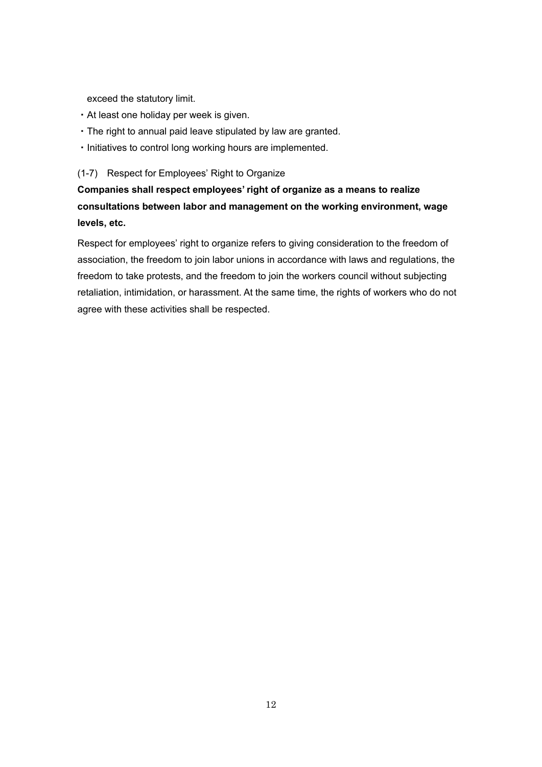exceed the statutory limit.

・At least one holiday per week is given.

・The right to annual paid leave stipulated by law are granted.

・Initiatives to control long working hours are implemented.

### (1-7) Respect for Employees' Right to Organize

**Companies shall respect employees' right of organize as a means to realize consultations between labor and management on the working environment, wage levels, etc.**

Respect for employees' right to organize refers to giving consideration to the freedom of association, the freedom to join labor unions in accordance with laws and regulations, the freedom to take protests, and the freedom to join the workers council without subjecting retaliation, intimidation, or harassment. At the same time, the rights of workers who do not agree with these activities shall be respected.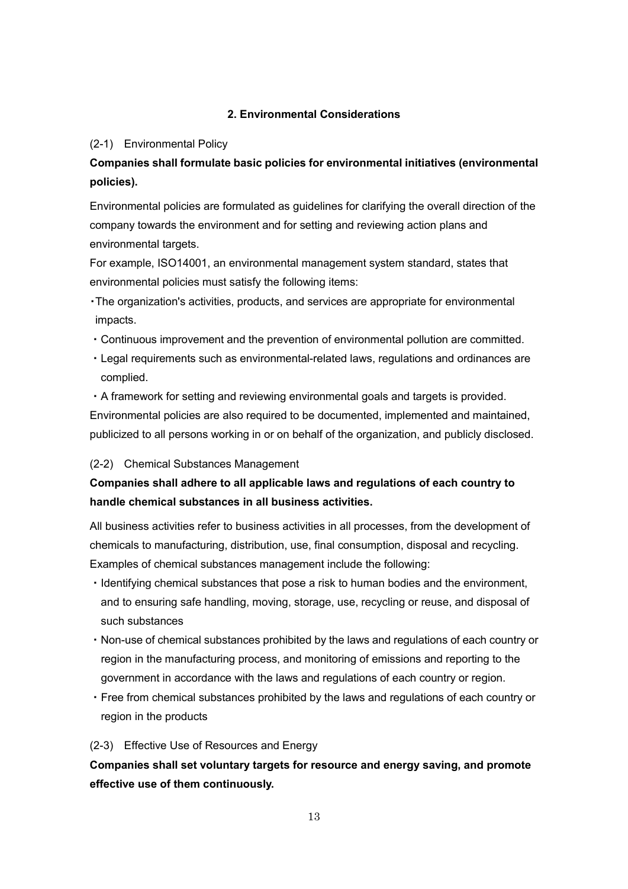## 2. Environmental Considerations

(2-1) Environmental Policy

**Companies shall formulate basic policies for environmental initiatives (environmental policies).**

Environmental policies are formulated as guidelines for clarifying the overall direction of the company towards the environment and for setting and reviewing action plans and environmental targets.

For example, ISO14001, an environmental management system standard, states that environmental policies must satisfy the following items:

- The organization's activities, products, and services are appropriate for environmental impacts.
- Continuous improvement and the prevention of environmental pollution are committed.
- Legal requirements such as environmental-related laws, regulations and ordinances are complied.
- A framework for setting and reviewing environmental goals and targets is provided.

Environmental policies are also required to be documented, implemented and maintained, publicized to all persons working in or on behalf of the organization, and publicly disclosed.

(2-2) Chemical Substances Management

**Companies shall adhere to all applicable laws and regulations of each country to handle chemical substances in all business activities.**

All business activities refer to business activities in all processes, from the development of chemicals to manufacturing, distribution, use, final consumption, disposal and recycling. Examples of chemical substances management include the following:

- Identifying chemical substances that pose a risk to human bodies and the environment, and to ensuring safe handling, moving, storage, use, recycling or reuse, and disposal of such substances
- Non-use of chemical substances prohibited by the laws and regulations of each country or region in the manufacturing process, and monitoring of emissions and reporting to the government in accordance with the laws and regulations of each country or region.
- Free from chemical substances prohibited by the laws and regulations of each country or region in the products

(2-3) Effective Use of Resources and Energy

**Companies shall set voluntary targets for resource and energy saving, and promote effective use of them continuously.**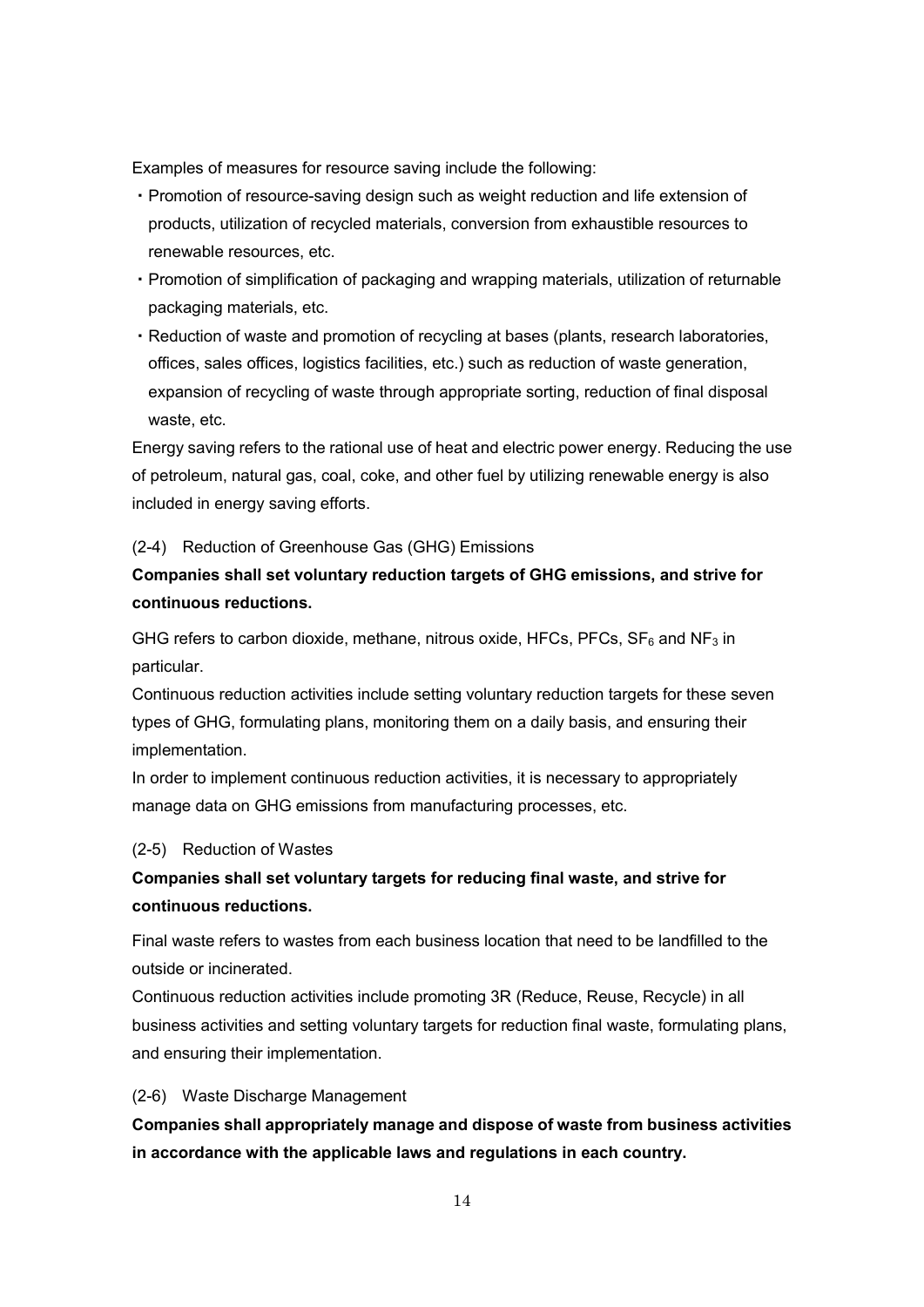Examples of measures for resource saving include the following:

- Promotion of resource-saving design such as weight reduction and life extension of products, utilization of recycled materials, conversion from exhaustible resources to renewable resources, etc.
- Promotion of simplification of packaging and wrapping materials, utilization of returnable packaging materials, etc.
- Reduction of waste and promotion of recycling at bases (plants, research laboratories, offices, sales offices, logistics facilities, etc.) such as reduction of waste generation, expansion of recycling of waste through appropriate sorting, reduction of final disposal waste, etc.

Energy saving refers to the rational use of heat and electric power energy. Reducing the use of petroleum, natural gas, coal, coke, and other fuel by utilizing renewable energy is also included in energy saving efforts.

(2-4) Reduction of Greenhouse Gas (GHG) Emissions

**Companies shall set voluntary reduction targets of GHG emissions, and strive for continuous reductions.**

GHG refers to carbon dioxide, methane, nitrous oxide, HFCs, PFCs, $SF_6$ and $NF_3$ in particular.

Continuous reduction activities include setting voluntary reduction targets for these seven types of GHG, formulating plans, monitoring them on a daily basis, and ensuring their implementation.

In order to implement continuous reduction activities, it is necessary to appropriately manage data on GHG emissions from manufacturing processes, etc.

(2-5) Reduction of Wastes

**Companies shall set voluntary targets for reducing final waste, and strive for continuous reductions.**

Final waste refers to wastes from each business location that need to be landfilled to the outside or incinerated.

Continuous reduction activities include promoting 3R (Reduce, Reuse, Recycle) in all business activities and setting voluntary targets for reduction final waste, formulating plans, and ensuring their implementation.

(2-6) Waste Discharge Management

**Companies shall appropriately manage and dispose of waste from business activities in accordance with the applicable laws and regulations in each country.**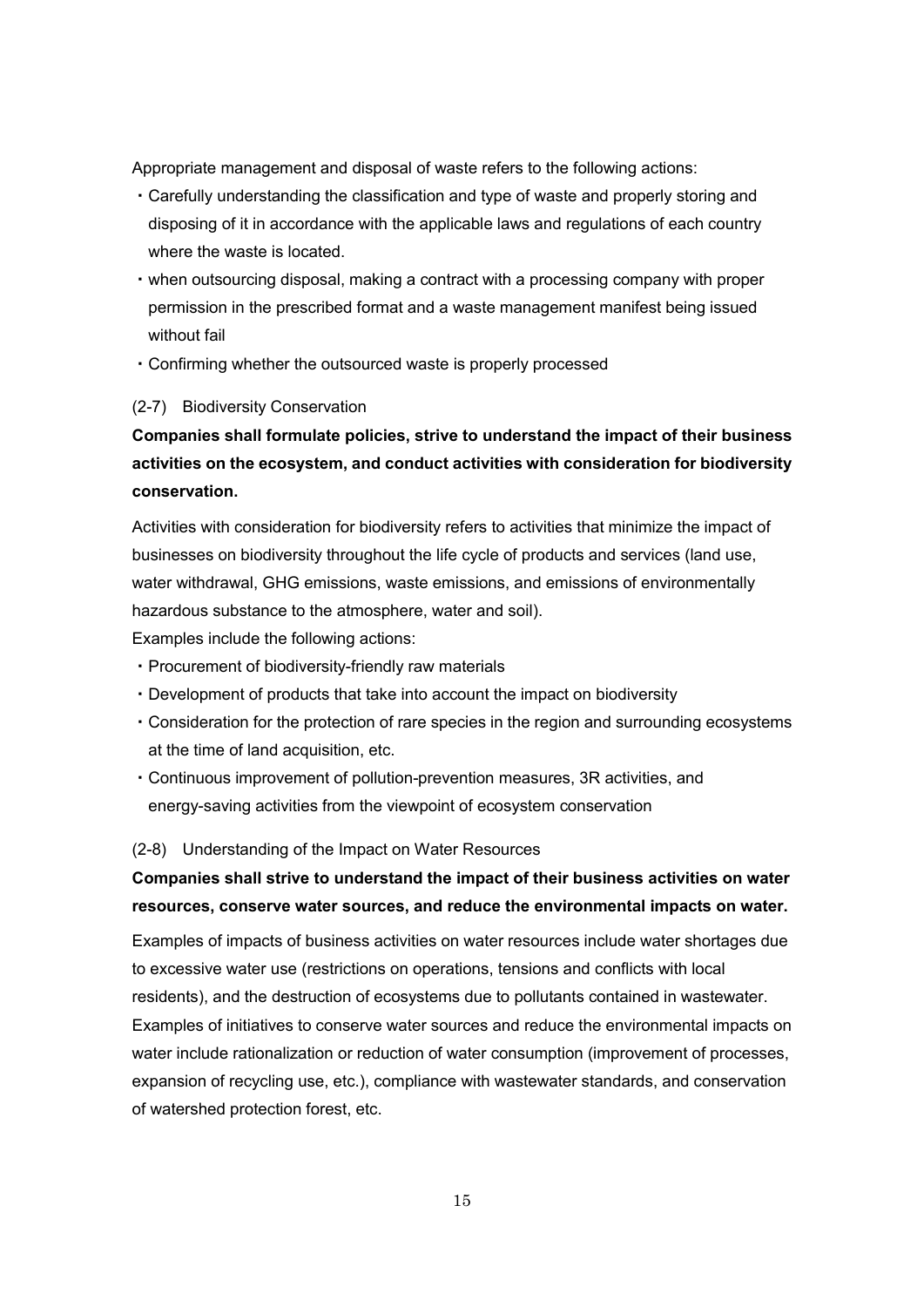Appropriate management and disposal of waste refers to the following actions:

- Carefully understanding the classification and type of waste and properly storing and disposing of it in accordance with the applicable laws and regulations of each country where the waste is located.
- when outsourcing disposal, making a contract with a processing company with proper permission in the prescribed format and a waste management manifest being issued without fail
- Confirming whether the outsourced waste is properly processed

### (2-7) Biodiversity Conservation

**Companies shall formulate policies, strive to understand the impact of their business activities on the ecosystem, and conduct activities with consideration for biodiversity conservation.**

Activities with consideration for biodiversity refers to activities that minimize the impact of businesses on biodiversity throughout the life cycle of products and services (land use, water withdrawal, GHG emissions, waste emissions, and emissions of environmentally hazardous substance to the atmosphere, water and soil).

Examples include the following actions:

- Procurement of biodiversity-friendly raw materials
- Development of products that take into account the impact on biodiversity
- Consideration for the protection of rare species in the region and surrounding ecosystems at the time of land acquisition, etc.
- Continuous improvement of pollution-prevention measures, 3R activities, and energy-saving activities from the viewpoint of ecosystem conservation

### (2-8) Understanding of the Impact on Water Resources

**Companies shall strive to understand the impact of their business activities on water resources, conserve water sources, and reduce the environmental impacts on water.**

Examples of impacts of business activities on water resources include water shortages due to excessive water use (restrictions on operations, tensions and conflicts with local residents), and the destruction of ecosystems due to pollutants contained in wastewater. Examples of initiatives to conserve water sources and reduce the environmental impacts on water include rationalization or reduction of water consumption (improvement of processes, expansion of recycling use, etc.), compliance with wastewater standards, and conservation of watershed protection forest, etc.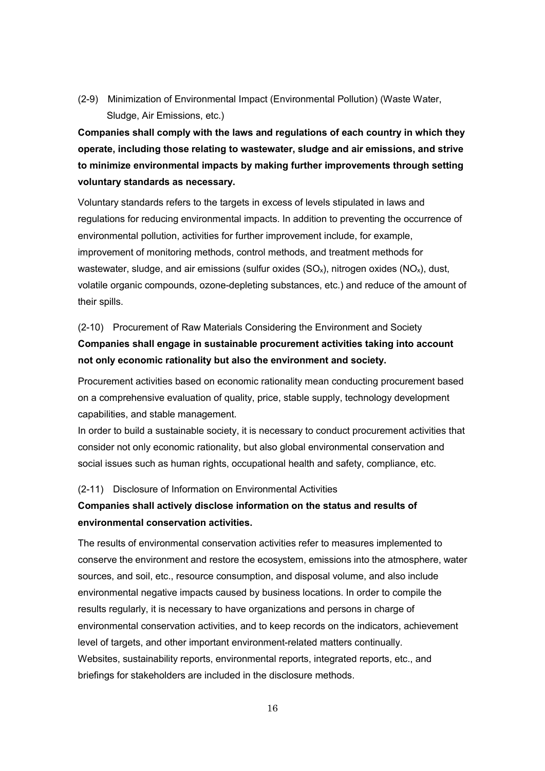### (2-9) Minimization of Environmental Impact (Environmental Pollution) (Waste Water, Sludge, Air Emissions, etc.)

**Companies shall comply with the laws and regulations of each country in which they operate, including those relating to wastewater, sludge and air emissions, and strive to minimize environmental impacts by making further improvements through setting voluntary standards as necessary.**

Voluntary standards refers to the targets in excess of levels stipulated in laws and regulations for reducing environmental impacts. In addition to preventing the occurrence of environmental pollution, activities for further improvement include, for example, improvement of monitoring methods, control methods, and treatment methods for wastewater, sludge, and air emissions (sulfur oxides ($SO_x$), nitrogen oxides ($NO_x$), dust, volatile organic compounds, ozone-depleting substances, etc.) and reduce of the amount of their spills.

### (2-10) Procurement of Raw Materials Considering the Environment and Society

**Companies shall engage in sustainable procurement activities taking into account not only economic rationality but also the environment and society.**

Procurement activities based on economic rationality mean conducting procurement based on a comprehensive evaluation of quality, price, stable supply, technology development capabilities, and stable management.

In order to build a sustainable society, it is necessary to conduct procurement activities that consider not only economic rationality, but also global environmental conservation and social issues such as human rights, occupational health and safety, compliance, etc.

### (2-11) Disclosure of Information on Environmental Activities

**Companies shall actively disclose information on the status and results of environmental conservation activities.**

The results of environmental conservation activities refer to measures implemented to conserve the environment and restore the ecosystem, emissions into the atmosphere, water sources, and soil, etc., resource consumption, and disposal volume, and also include environmental negative impacts caused by business locations. In order to compile the results regularly, it is necessary to have organizations and persons in charge of environmental conservation activities, and to keep records on the indicators, achievement level of targets, and other important environment-related matters continually.

Websites, sustainability reports, environmental reports, integrated reports, etc., and briefings for stakeholders are included in the disclosure methods.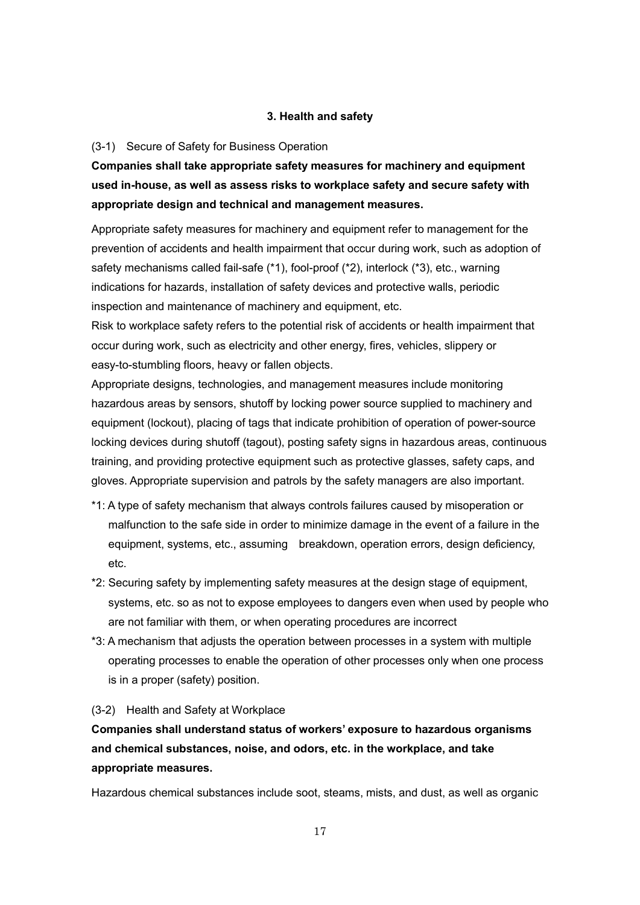## 3. Health and safety

### (3-1) Secure of Safety for Business Operation

**Companies shall take appropriate safety measures for machinery and equipment used in-house, as well as assess risks to workplace safety and secure safety with appropriate design and technical and management measures.**

Appropriate safety measures for machinery and equipment refer to management for the prevention of accidents and health impairment that occur during work, such as adoption of safety mechanisms called fail-safe (*1), fool-proof (*2), interlock (*3), etc., warning indications for hazards, installation of safety devices and protective walls, periodic inspection and maintenance of machinery and equipment, etc.

Risk to workplace safety refers to the potential risk of accidents or health impairment that occur during work, such as electricity and other energy, fires, vehicles, slippery or easy-to-stumbling floors, heavy or fallen objects.

Appropriate designs, technologies, and management measures include monitoring hazardous areas by sensors, shutoff by locking power source supplied to machinery and equipment (lockout), placing of tags that indicate prohibition of operation of power-source locking devices during shutoff (tagout), posting safety signs in hazardous areas, continuous training, and providing protective equipment such as protective glasses, safety caps, and gloves. Appropriate supervision and patrols by the safety managers are also important.

*1: A type of safety mechanism that always controls failures caused by misoperation or malfunction to the safe side in order to minimize damage in the event of a failure in the equipment, systems, etc., assuming breakdown, operation errors, design deficiency, etc.

*2: Securing safety by implementing safety measures at the design stage of equipment, systems, etc. so as not to expose employees to dangers even when used by people who are not familiar with them, or when operating procedures are incorrect

*3: A mechanism that adjusts the operation between processes in a system with multiple operating processes to enable the operation of other processes only when one process is in a proper (safety) position.

### (3-2) Health and Safety at Workplace

**Companies shall understand status of workers' exposure to hazardous organisms and chemical substances, noise, and odors, etc. in the workplace, and take appropriate measures.**

Hazardous chemical substances include soot, steams, mists, and dust, as well as organic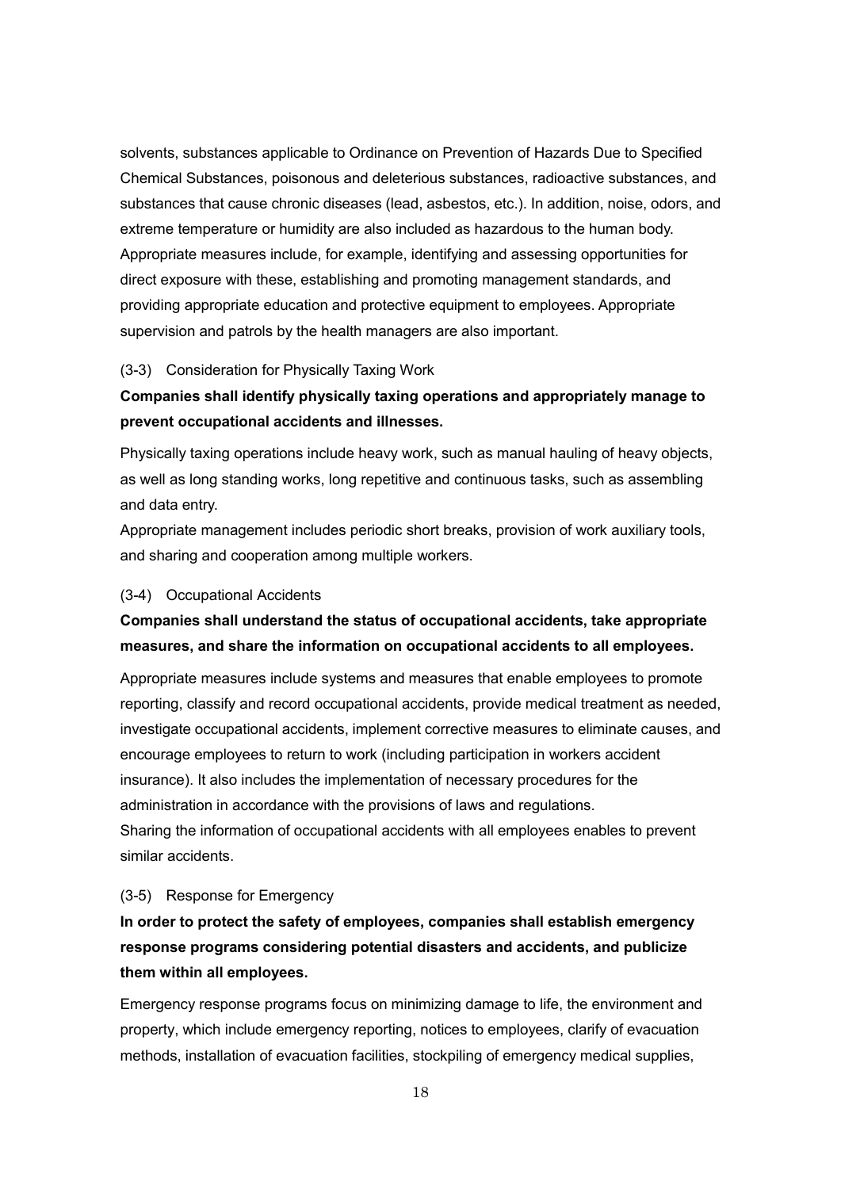solvents, substances applicable to Ordinance on Prevention of Hazards Due to Specified Chemical Substances, poisonous and deleterious substances, radioactive substances, and substances that cause chronic diseases (lead, asbestos, etc.). In addition, noise, odors, and extreme temperature or humidity are also included as hazardous to the human body. Appropriate measures include, for example, identifying and assessing opportunities for direct exposure with these, establishing and promoting management standards, and providing appropriate education and protective equipment to employees. Appropriate supervision and patrols by the health managers are also important.

(3-3) Consideration for Physically Taxing Work

**Companies shall identify physically taxing operations and appropriately manage to prevent occupational accidents and illnesses.**

Physically taxing operations include heavy work, such as manual hauling of heavy objects, as well as long standing works, long repetitive and continuous tasks, such as assembling and data entry.
Appropriate management includes periodic short breaks, provision of work auxiliary tools, and sharing and cooperation among multiple workers.

(3-4) Occupational Accidents

**Companies shall understand the status of occupational accidents, take appropriate measures, and share the information on occupational accidents to all employees.**

Appropriate measures include systems and measures that enable employees to promote reporting, classify and record occupational accidents, provide medical treatment as needed, investigate occupational accidents, implement corrective measures to eliminate causes, and encourage employees to return to work (including participation in workers accident insurance). It also includes the implementation of necessary procedures for the administration in accordance with the provisions of laws and regulations.
Sharing the information of occupational accidents with all employees enables to prevent similar accidents.

(3-5) Response for Emergency

**In order to protect the safety of employees, companies shall establish emergency response programs considering potential disasters and accidents, and publicize them within all employees.**

Emergency response programs focus on minimizing damage to life, the environment and property, which include emergency reporting, notices to employees, clarify of evacuation methods, installation of evacuation facilities, stockpiling of emergency medical supplies,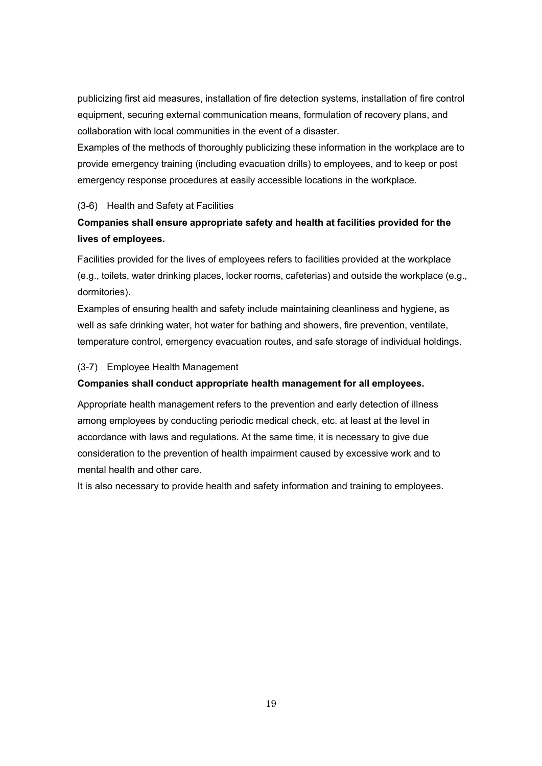publicizing first aid measures, installation of fire detection systems, installation of fire control equipment, securing external communication means, formulation of recovery plans, and collaboration with local communities in the event of a disaster.

Examples of the methods of thoroughly publicizing these information in the workplace are to provide emergency training (including evacuation drills) to employees, and to keep or post emergency response procedures at easily accessible locations in the workplace.

(3-6) Health and Safety at Facilities

**Companies shall ensure appropriate safety and health at facilities provided for the lives of employees.**

Facilities provided for the lives of employees refers to facilities provided at the workplace (e.g., toilets, water drinking places, locker rooms, cafeterias) and outside the workplace (e.g., dormitories).

Examples of ensuring health and safety include maintaining cleanliness and hygiene, as well as safe drinking water, hot water for bathing and showers, fire prevention, ventilate, temperature control, emergency evacuation routes, and safe storage of individual holdings.

(3-7) Employee Health Management

**Companies shall conduct appropriate health management for all employees.**

Appropriate health management refers to the prevention and early detection of illness among employees by conducting periodic medical check, etc. at least at the level in accordance with laws and regulations. At the same time, it is necessary to give due consideration to the prevention of health impairment caused by excessive work and to mental health and other care.

It is also necessary to provide health and safety information and training to employees.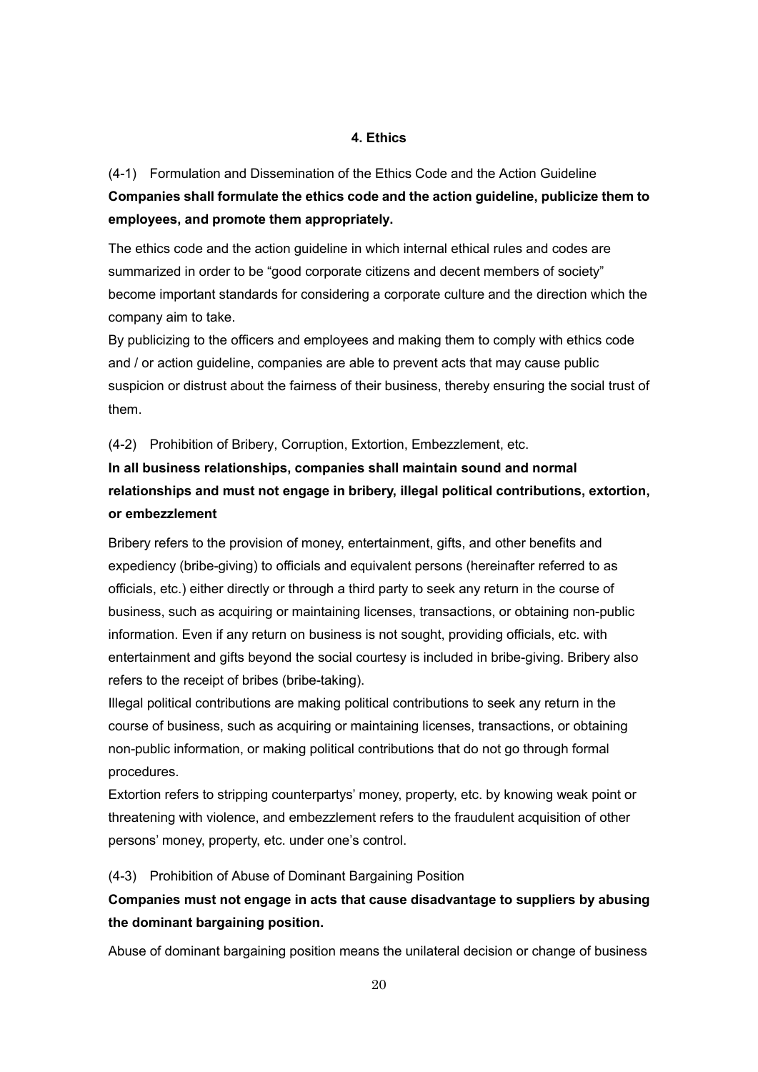## 4. Ethics

(4-1) Formulation and Dissemination of the Ethics Code and the Action Guideline

**Companies shall formulate the ethics code and the action guideline, publicize them to employees, and promote them appropriately.**

The ethics code and the action guideline in which internal ethical rules and codes are summarized in order to be "good corporate citizens and decent members of society" become important standards for considering a corporate culture and the direction which the company aim to take.

By publicizing to the officers and employees and making them to comply with ethics code and / or action guideline, companies are able to prevent acts that may cause public suspicion or distrust about the fairness of their business, thereby ensuring the social trust of them.

(4-2) Prohibition of Bribery, Corruption, Extortion, Embezzlement, etc.

**In all business relationships, companies shall maintain sound and normal relationships and must not engage in bribery, illegal political contributions, extortion, or embezzlement**

Bribery refers to the provision of money, entertainment, gifts, and other benefits and expediency (bribe-giving) to officials and equivalent persons (hereinafter referred to as officials, etc.) either directly or through a third party to seek any return in the course of business, such as acquiring or maintaining licenses, transactions, or obtaining non-public information. Even if any return on business is not sought, providing officials, etc. with entertainment and gifts beyond the social courtesy is included in bribe-giving. Bribery also refers to the receipt of bribes (bribe-taking).

Illegal political contributions are making political contributions to seek any return in the course of business, such as acquiring or maintaining licenses, transactions, or obtaining non-public information, or making political contributions that do not go through formal procedures.

Extortion refers to stripping counterpartys' money, property, etc. by knowing weak point or threatening with violence, and embezzlement refers to the fraudulent acquisition of other persons' money, property, etc. under one's control.

(4-3) Prohibition of Abuse of Dominant Bargaining Position

**Companies must not engage in acts that cause disadvantage to suppliers by abusing the dominant bargaining position.**

Abuse of dominant bargaining position means the unilateral decision or change of business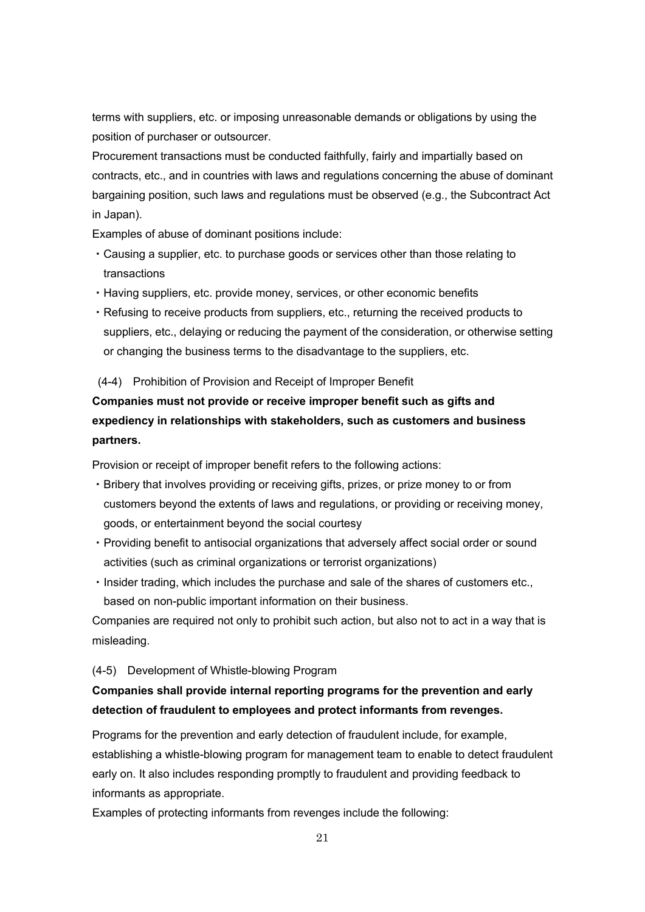terms with suppliers, etc. or imposing unreasonable demands or obligations by using the position of purchaser or outsourcer.

Procurement transactions must be conducted faithfully, fairly and impartially based on contracts, etc., and in countries with laws and regulations concerning the abuse of dominant bargaining position, such laws and regulations must be observed (e.g., the Subcontract Act in Japan).

Examples of abuse of dominant positions include:

- Causing a supplier, etc. to purchase goods or services other than those relating to transactions
- Having suppliers, etc. provide money, services, or other economic benefits
- Refusing to receive products from suppliers, etc., returning the received products to suppliers, etc., delaying or reducing the payment of the consideration, or otherwise setting or changing the business terms to the disadvantage to the suppliers, etc.

(4-4) Prohibition of Provision and Receipt of Improper Benefit

**Companies must not provide or receive improper benefit such as gifts and expediency in relationships with stakeholders, such as customers and business partners.**

Provision or receipt of improper benefit refers to the following actions:

- Bribery that involves providing or receiving gifts, prizes, or prize money to or from customers beyond the extents of laws and regulations, or providing or receiving money, goods, or entertainment beyond the social courtesy
- Providing benefit to antisocial organizations that adversely affect social order or sound activities (such as criminal organizations or terrorist organizations)
- Insider trading, which includes the purchase and sale of the shares of customers etc., based on non-public important information on their business.

Companies are required not only to prohibit such action, but also not to act in a way that is misleading.

(4-5) Development of Whistle-blowing Program

**Companies shall provide internal reporting programs for the prevention and early detection of fraudulent to employees and protect informants from revenges.**

Programs for the prevention and early detection of fraudulent include, for example, establishing a whistle-blowing program for management team to enable to detect fraudulent early on. It also includes responding promptly to fraudulent and providing feedback to informants as appropriate.

Examples of protecting informants from revenges include the following: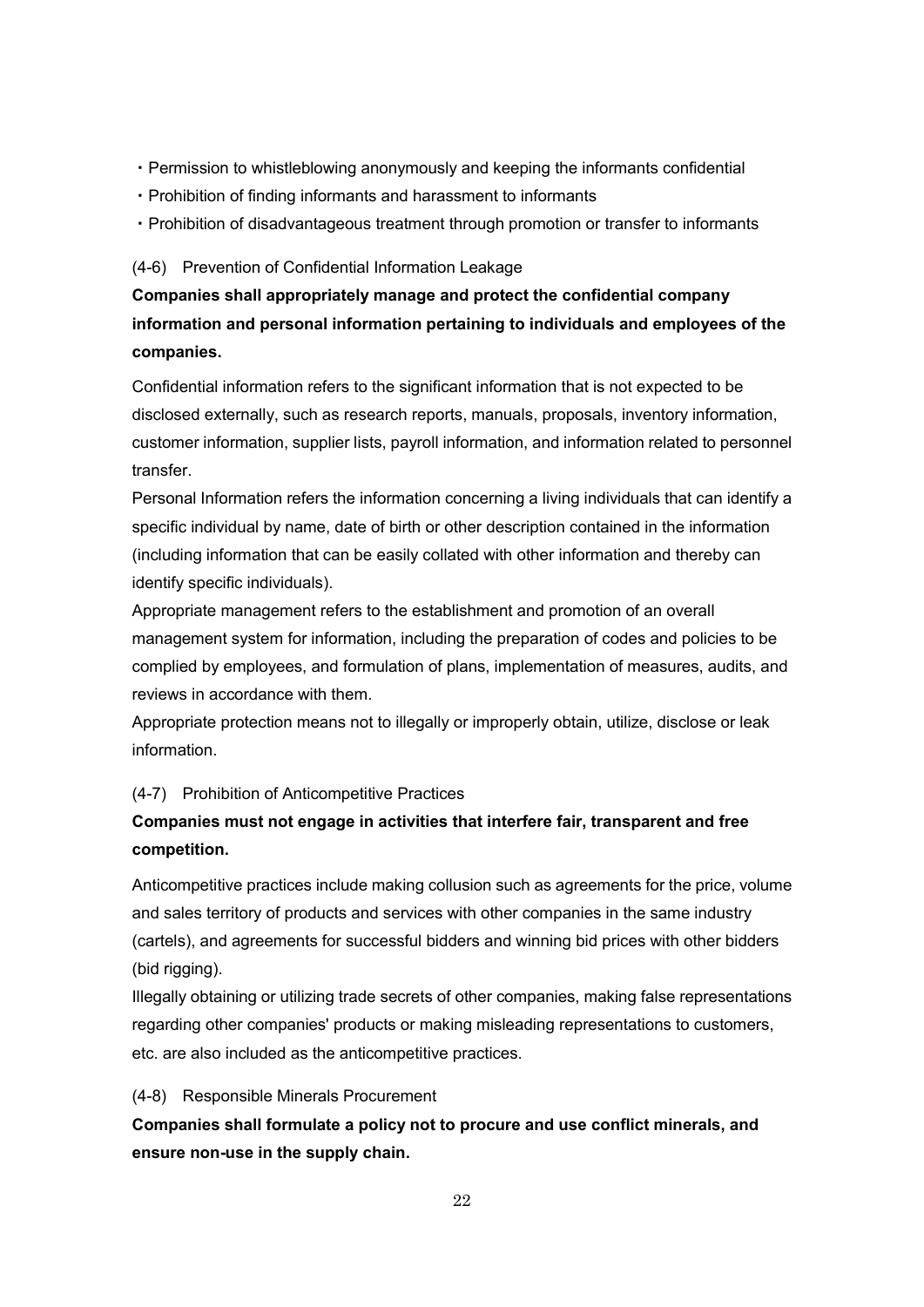・Permission to whistleblowing anonymously and keeping the informants confidential
・Prohibition of finding informants and harassment to informants
・Prohibition of disadvantageous treatment through promotion or transfer to informants

(4-6) Prevention of Confidential Information Leakage

**Companies shall appropriately manage and protect the confidential company information and personal information pertaining to individuals and employees of the companies.**

Confidential information refers to the significant information that is not expected to be disclosed externally, such as research reports, manuals, proposals, inventory information, customer information, supplier lists, payroll information, and information related to personnel transfer.

Personal Information refers the information concerning a living individuals that can identify a specific individual by name, date of birth or other description contained in the information (including information that can be easily collated with other information and thereby can identify specific individuals).

Appropriate management refers to the establishment and promotion of an overall management system for information, including the preparation of codes and policies to be complied by employees, and formulation of plans, implementation of measures, audits, and reviews in accordance with them.

Appropriate protection means not to illegally or improperly obtain, utilize, disclose or leak information.

(4-7) Prohibition of Anticompetitive Practices

**Companies must not engage in activities that interfere fair, transparent and free competition.**

Anticompetitive practices include making collusion such as agreements for the price, volume and sales territory of products and services with other companies in the same industry (cartels), and agreements for successful bidders and winning bid prices with other bidders (bid rigging).

Illegally obtaining or utilizing trade secrets of other companies, making false representations regarding other companies' products or making misleading representations to customers, etc. are also included as the anticompetitive practices.

(4-8) Responsible Minerals Procurement

**Companies shall formulate a policy not to procure and use conflict minerals, and ensure non-use in the supply chain.**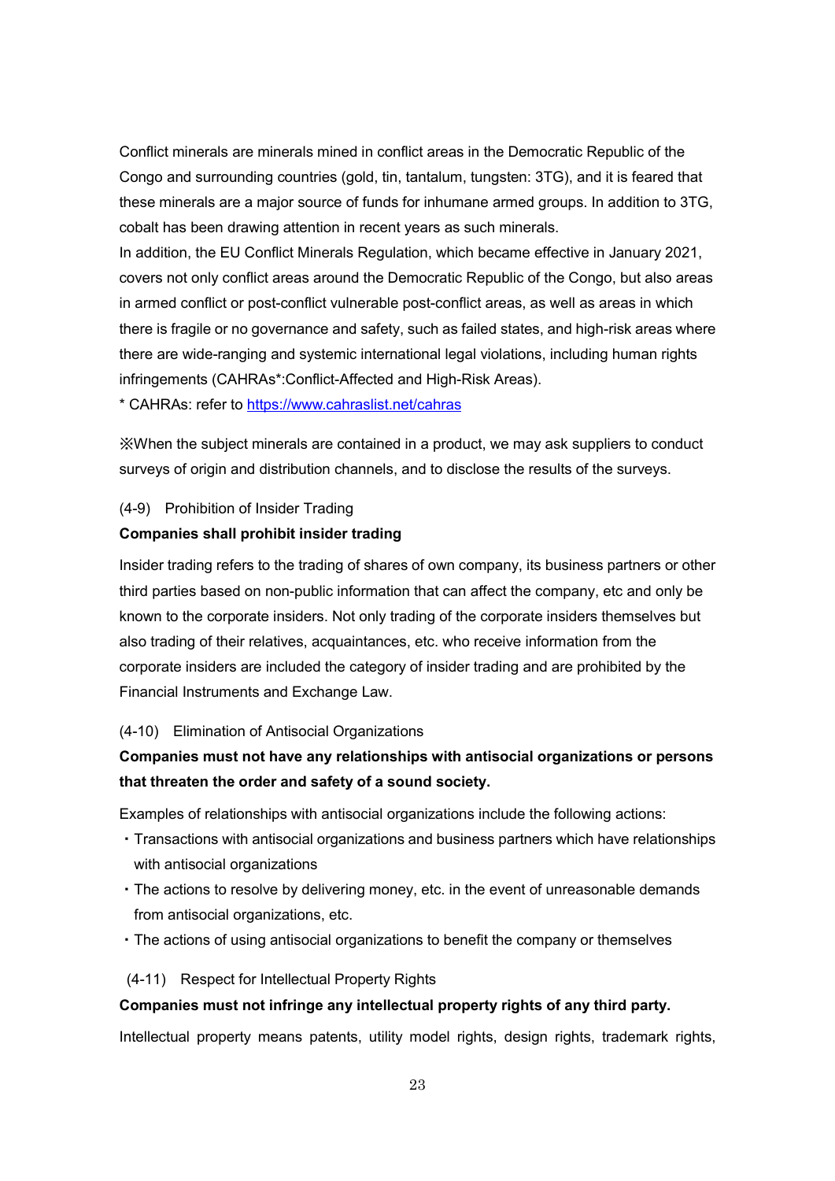Conflict minerals are minerals mined in conflict areas in the Democratic Republic of the Congo and surrounding countries (gold, tin, tantalum, tungsten: 3TG), and it is feared that these minerals are a major source of funds for inhumane armed groups. In addition to 3TG, cobalt has been drawing attention in recent years as such minerals.

In addition, the EU Conflict Minerals Regulation, which became effective in January 2021, covers not only conflict areas around the Democratic Republic of the Congo, but also areas in armed conflict or post-conflict vulnerable post-conflict areas, as well as areas in which there is fragile or no governance and safety, such as failed states, and high-risk areas where there are wide-ranging and systemic international legal violations, including human rights infringements (CAHRAs*:Conflict-Affected and High-Risk Areas).

* CAHRAs: refer to [https://www.cahraslist.net/cahras](https://www.cahraslist.net/cahras)

※When the subject minerals are contained in a product, we may ask suppliers to conduct surveys of origin and distribution channels, and to disclose the results of the surveys.

(4-9) Prohibition of Insider Trading

**Companies shall prohibit insider trading**

Insider trading refers to the trading of shares of own company, its business partners or other third parties based on non-public information that can affect the company, etc and only be known to the corporate insiders. Not only trading of the corporate insiders themselves but also trading of their relatives, acquaintances, etc. who receive information from the corporate insiders are included the category of insider trading and are prohibited by the Financial Instruments and Exchange Law.

(4-10) Elimination of Antisocial Organizations

**Companies must not have any relationships with antisocial organizations or persons that threaten the order and safety of a sound society.**

Examples of relationships with antisocial organizations include the following actions:

・Transactions with antisocial organizations and business partners which have relationships with antisocial organizations

・The actions to resolve by delivering money, etc. in the event of unreasonable demands from antisocial organizations, etc.

・The actions of using antisocial organizations to benefit the company or themselves

(4-11) Respect for Intellectual Property Rights

**Companies must not infringe any intellectual property rights of any third party.**

Intellectual property means patents, utility model rights, design rights, trademark rights,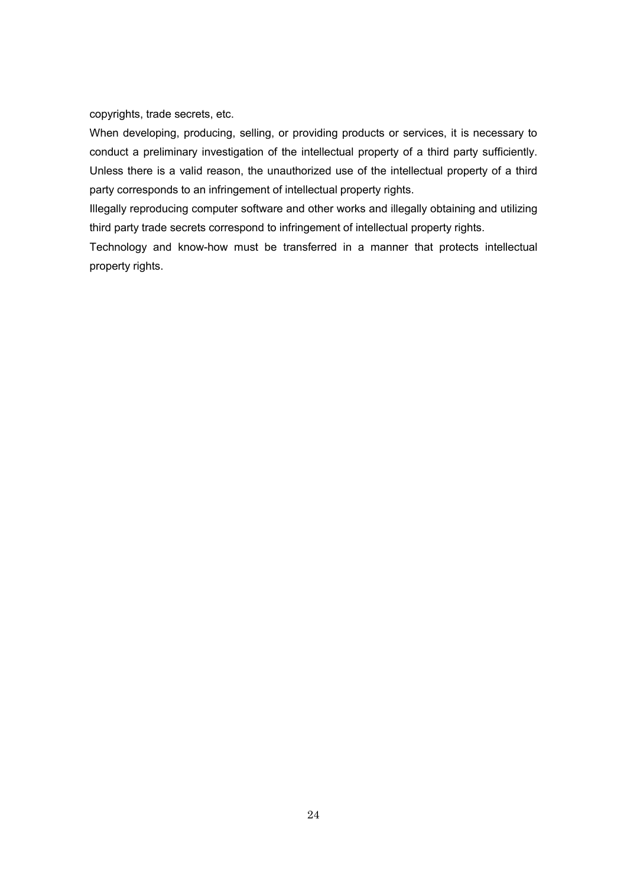copyrights, trade secrets, etc.

When developing, producing, selling, or providing products or services, it is necessary to conduct a preliminary investigation of the intellectual property of a third party sufficiently. Unless there is a valid reason, the unauthorized use of the intellectual property of a third party corresponds to an infringement of intellectual property rights.

Illegally reproducing computer software and other works and illegally obtaining and utilizing third party trade secrets correspond to infringement of intellectual property rights.

Technology and know-how must be transferred in a manner that protects intellectual property rights.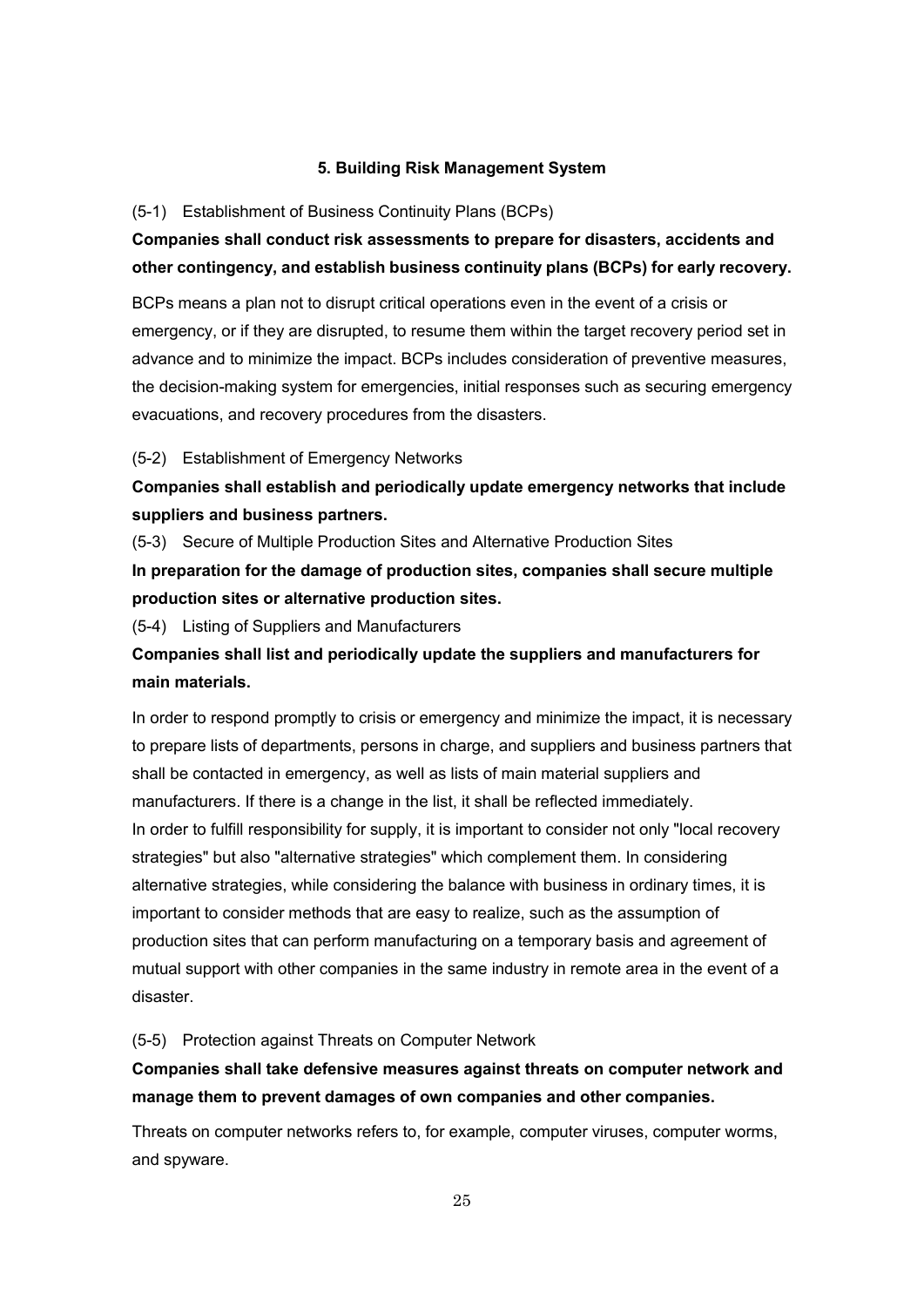## 5. Building Risk Management System

(5-1) Establishment of Business Continuity Plans (BCPs)

**Companies shall conduct risk assessments to prepare for disasters, accidents and other contingency, and establish business continuity plans (BCPs) for early recovery.**

BCPs means a plan not to disrupt critical operations even in the event of a crisis or emergency, or if they are disrupted, to resume them within the target recovery period set in advance and to minimize the impact. BCPs includes consideration of preventive measures, the decision-making system for emergencies, initial responses such as securing emergency evacuations, and recovery procedures from the disasters.

(5-2) Establishment of Emergency Networks

**Companies shall establish and periodically update emergency networks that include suppliers and business partners.**

(5-3) Secure of Multiple Production Sites and Alternative Production Sites

**In preparation for the damage of production sites, companies shall secure multiple production sites or alternative production sites.**

(5-4) Listing of Suppliers and Manufacturers

**Companies shall list and periodically update the suppliers and manufacturers for main materials.**

In order to respond promptly to crisis or emergency and minimize the impact, it is necessary to prepare lists of departments, persons in charge, and suppliers and business partners that shall be contacted in emergency, as well as lists of main material suppliers and manufacturers. If there is a change in the list, it shall be reflected immediately.
In order to fulfill responsibility for supply, it is important to consider not only "local recovery strategies" but also "alternative strategies" which complement them. In considering alternative strategies, while considering the balance with business in ordinary times, it is important to consider methods that are easy to realize, such as the assumption of production sites that can perform manufacturing on a temporary basis and agreement of mutual support with other companies in the same industry in remote area in the event of a disaster.

(5-5) Protection against Threats on Computer Network

**Companies shall take defensive measures against threats on computer network and manage them to prevent damages of own companies and other companies.**

Threats on computer networks refers to, for example, computer viruses, computer worms, and spyware.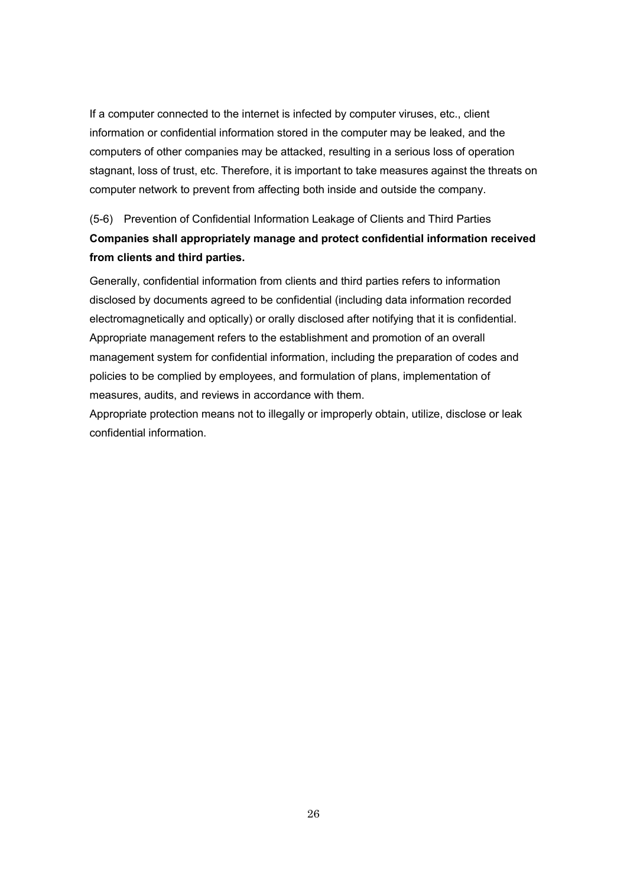If a computer connected to the internet is infected by computer viruses, etc., client information or confidential information stored in the computer may be leaked, and the computers of other companies may be attacked, resulting in a serious loss of operation stagnant, loss of trust, etc. Therefore, it is important to take measures against the threats on computer network to prevent from affecting both inside and outside the company.

(5-6) Prevention of Confidential Information Leakage of Clients and Third Parties

**Companies shall appropriately manage and protect confidential information received from clients and third parties.**

Generally, confidential information from clients and third parties refers to information disclosed by documents agreed to be confidential (including data information recorded electromagnetically and optically) or orally disclosed after notifying that it is confidential.
Appropriate management refers to the establishment and promotion of an overall management system for confidential information, including the preparation of codes and policies to be complied by employees, and formulation of plans, implementation of measures, audits, and reviews in accordance with them.
Appropriate protection means not to illegally or improperly obtain, utilize, disclose or leak confidential information.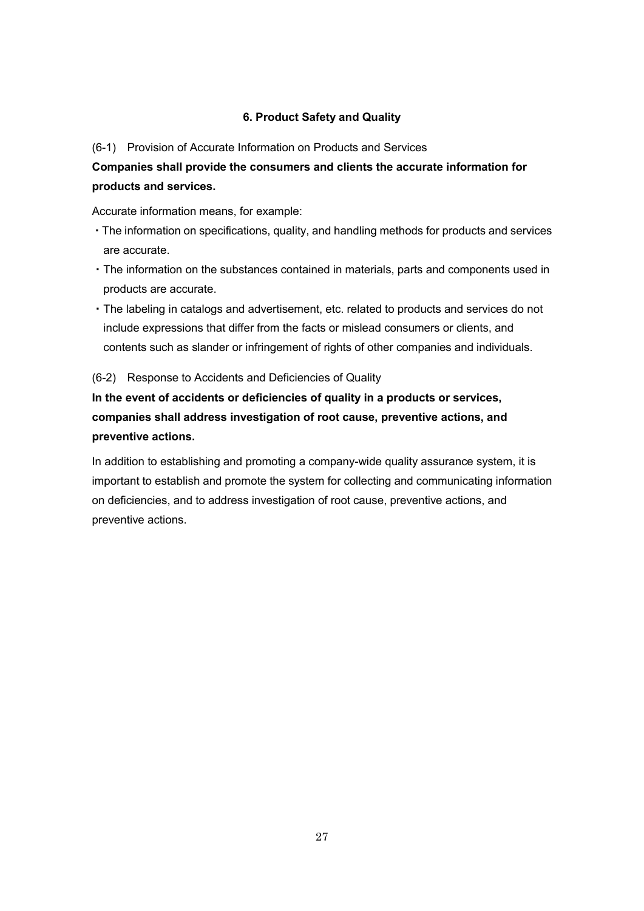## 6. Product Safety and Quality

(6-1) Provision of Accurate Information on Products and Services

**Companies shall provide the consumers and clients the accurate information for products and services.**

Accurate information means, for example:

- The information on specifications, quality, and handling methods for products and services are accurate.
- The information on the substances contained in materials, parts and components used in products are accurate.
- The labeling in catalogs and advertisement, etc. related to products and services do not include expressions that differ from the facts or mislead consumers or clients, and contents such as slander or infringement of rights of other companies and individuals.

(6-2) Response to Accidents and Deficiencies of Quality

**In the event of accidents or deficiencies of quality in a products or services, companies shall address investigation of root cause, preventive actions, and preventive actions.**

In addition to establishing and promoting a company-wide quality assurance system, it is important to establish and promote the system for collecting and communicating information on deficiencies, and to address investigation of root cause, preventive actions, and preventive actions.